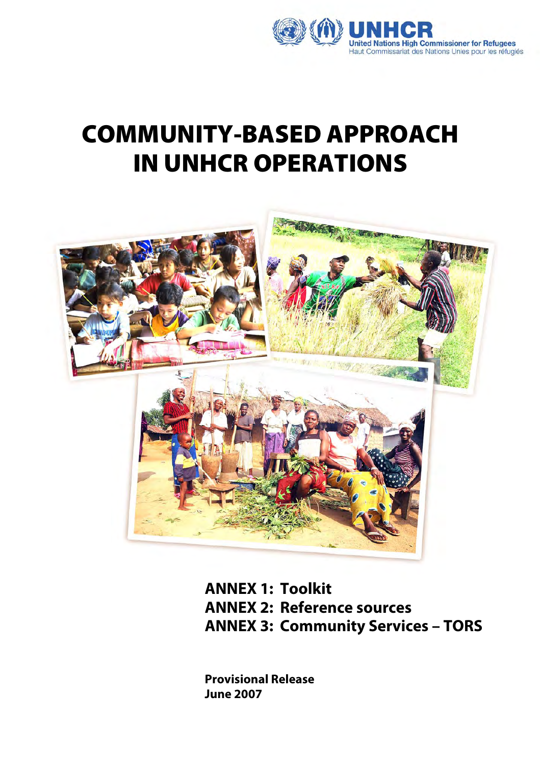UNHCR
United Nations High Commissioner for Refugees
Haut Commissariat des Nations Unies pour les réfugiés

# COMMUNITY-BASED APPROACH IN UNHCR OPERATIONS

**ANNEX 1: Toolkit**
**ANNEX 2: Reference sources**
**ANNEX 3: Community Services – TORS**

**Provisional Release**
**June 2007**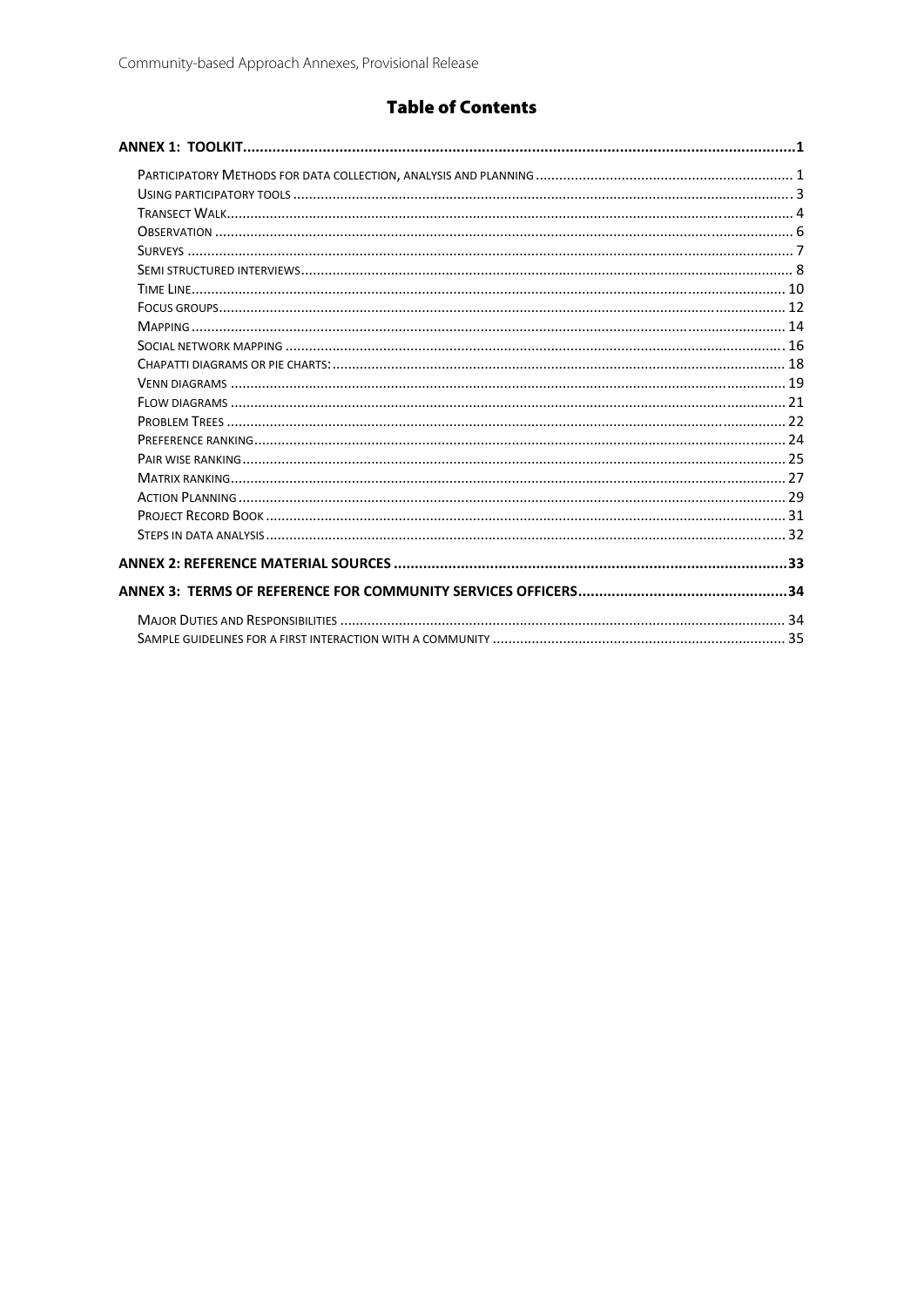# Table of Contents

**ANNEX 1: TOOLKIT** ........ 1

- Participatory Methods for data collection, analysis and planning ........ 1
- Using participatory tools ........ 3
- Transect Walk ........ 4
- Observation ........ 6
- Surveys ........ 7
- Semi structured interviews ........ 8
- Time Line ........ 10
- Focus groups ........ 12
- Mapping ........ 14
- Social network mapping ........ 16
- Chapatti diagrams or pie charts: ........ 18
- Venn diagrams ........ 19
- Flow diagrams ........ 21
- Problem Trees ........ 22
- Preference ranking ........ 24
- Pair wise ranking ........ 25
- Matrix ranking ........ 27
- Action Planning ........ 29
- Project Record Book ........ 31
- Steps in data analysis ........ 32

**ANNEX 2: REFERENCE MATERIAL SOURCES** ........ 33

**ANNEX 3: TERMS OF REFERENCE FOR COMMUNITY SERVICES OFFICERS** ........ 34

- Major Duties and Responsibilities ........ 34
- Sample guidelines for a first interaction with a community ........ 35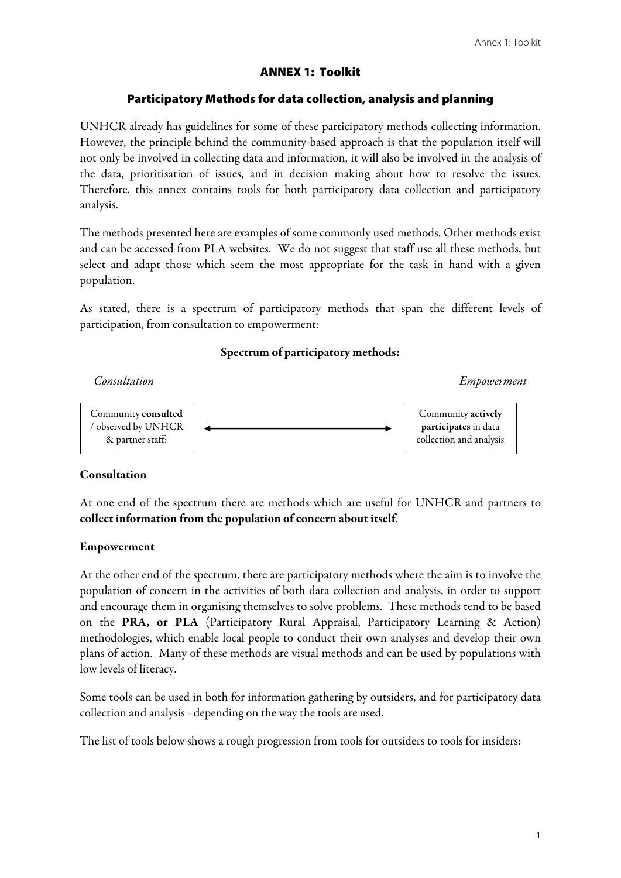# ANNEX 1: Toolkit

## Participatory Methods for data collection, analysis and planning

UNHCR already has guidelines for some of these participatory methods collecting information. However, the principle behind the community-based approach is that the population itself will not only be involved in collecting data and information, it will also be involved in the analysis of the data, prioritisation of issues, and in decision making about how to resolve the issues. Therefore, this annex contains tools for both participatory data collection and participatory analysis.

The methods presented here are examples of some commonly used methods. Other methods exist and can be accessed from PLA websites. We do not suggest that staff use all these methods, but select and adapt those which seem the most appropriate for the task in hand with a given population.

As stated, there is a spectrum of participatory methods that span the different levels of participation, from consultation to empowerment:

**Spectrum of participatory methods:**

| *Consultation* | | *Empowerment* |
|---|---|---|
| Community **consulted** / observed by UNHCR & partner staff: | ⟷ | Community **actively participates** in data collection and analysis |

**Consultation**

At one end of the spectrum there are methods which are useful for UNHCR and partners to **collect information from the population of concern about itself**.

**Empowerment**

At the other end of the spectrum, there are participatory methods where the aim is to involve the population of concern in the activities of both data collection and analysis, in order to support and encourage them in organising themselves to solve problems. These methods tend to be based on the **PRA, or PLA** (Participatory Rural Appraisal, Participatory Learning & Action) methodologies, which enable local people to conduct their own analyses and develop their own plans of action. Many of these methods are visual methods and can be used by populations with low levels of literacy.

Some tools can be used in both for information gathering by outsiders, and for participatory data collection and analysis - depending on the way the tools are used.

The list of tools below shows a rough progression from tools for outsiders to tools for insiders: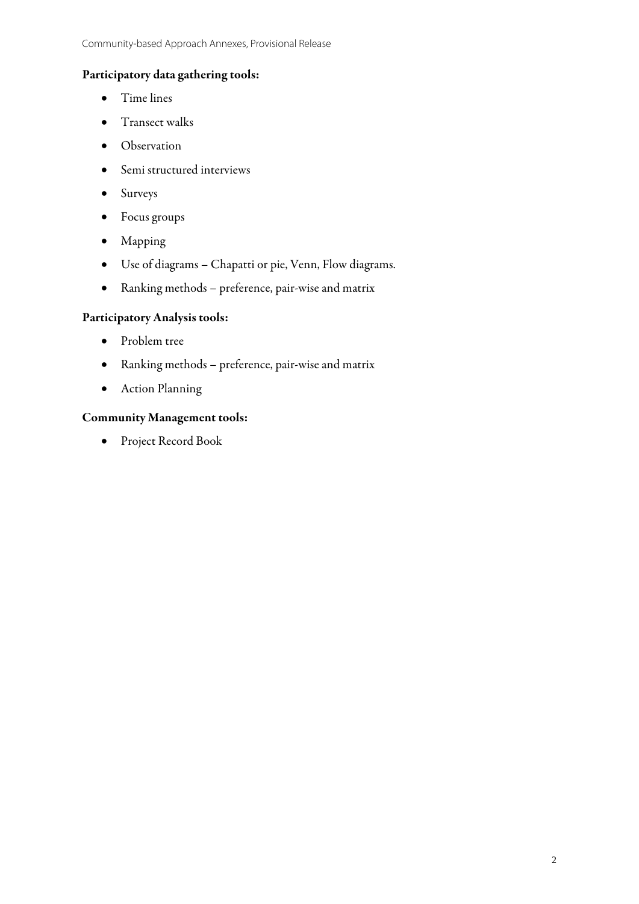**Participatory data gathering tools:**

- Time lines
- Transect walks
- Observation
- Semi structured interviews
- Surveys
- Focus groups
- Mapping
- Use of diagrams – Chapatti or pie, Venn, Flow diagrams.
- Ranking methods – preference, pair-wise and matrix

**Participatory Analysis tools:**

- Problem tree
- Ranking methods – preference, pair-wise and matrix
- Action Planning

**Community Management tools:**

- Project Record Book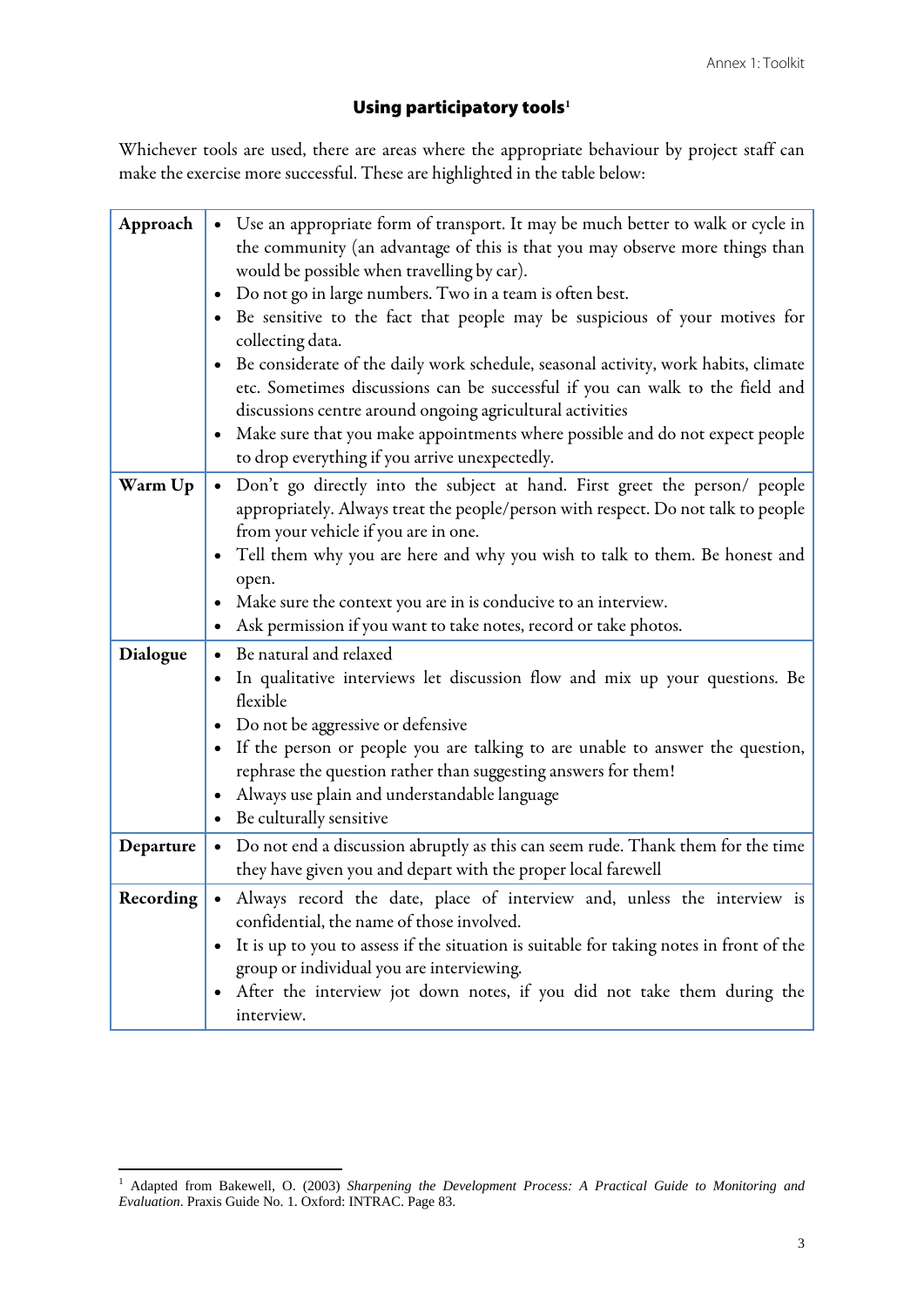## Using participatory tools[1]

Whichever tools are used, there are areas where the appropriate behaviour by project staff can make the exercise more successful. These are highlighted in the table below:

| | |
|---|---|
| **Approach** | • Use an appropriate form of transport. It may be much better to walk or cycle in the community (an advantage of this is that you may observe more things than would be possible when travelling by car).<br>• Do not go in large numbers. Two in a team is often best.<br>• Be sensitive to the fact that people may be suspicious of your motives for collecting data.<br>• Be considerate of the daily work schedule, seasonal activity, work habits, climate etc. Sometimes discussions can be successful if you can walk to the field and discussions centre around ongoing agricultural activities<br>• Make sure that you make appointments where possible and do not expect people to drop everything if you arrive unexpectedly. |
| **Warm Up** | • Don't go directly into the subject at hand. First greet the person/ people appropriately. Always treat the people/person with respect. Do not talk to people from your vehicle if you are in one.<br>• Tell them why you are here and why you wish to talk to them. Be honest and open.<br>• Make sure the context you are in is conducive to an interview.<br>• Ask permission if you want to take notes, record or take photos. |
| **Dialogue** | • Be natural and relaxed<br>• In qualitative interviews let discussion flow and mix up your questions. Be flexible<br>• Do not be aggressive or defensive<br>• If the person or people you are talking to are unable to answer the question, rephrase the question rather than suggesting answers for them!<br>• Always use plain and understandable language<br>• Be culturally sensitive |
| **Departure** | • Do not end a discussion abruptly as this can seem rude. Thank them for the time they have given you and depart with the proper local farewell |
| **Recording** | • Always record the date, place of interview and, unless the interview is confidential, the name of those involved.<br>• It is up to you to assess if the situation is suitable for taking notes in front of the group or individual you are interviewing.<br>• After the interview jot down notes, if you did not take them during the interview. |

[1] Adapted from Bakewell, O. (2003) *Sharpening the Development Process: A Practical Guide to Monitoring and Evaluation*. Praxis Guide No. 1. Oxford: INTRAC. Page 83.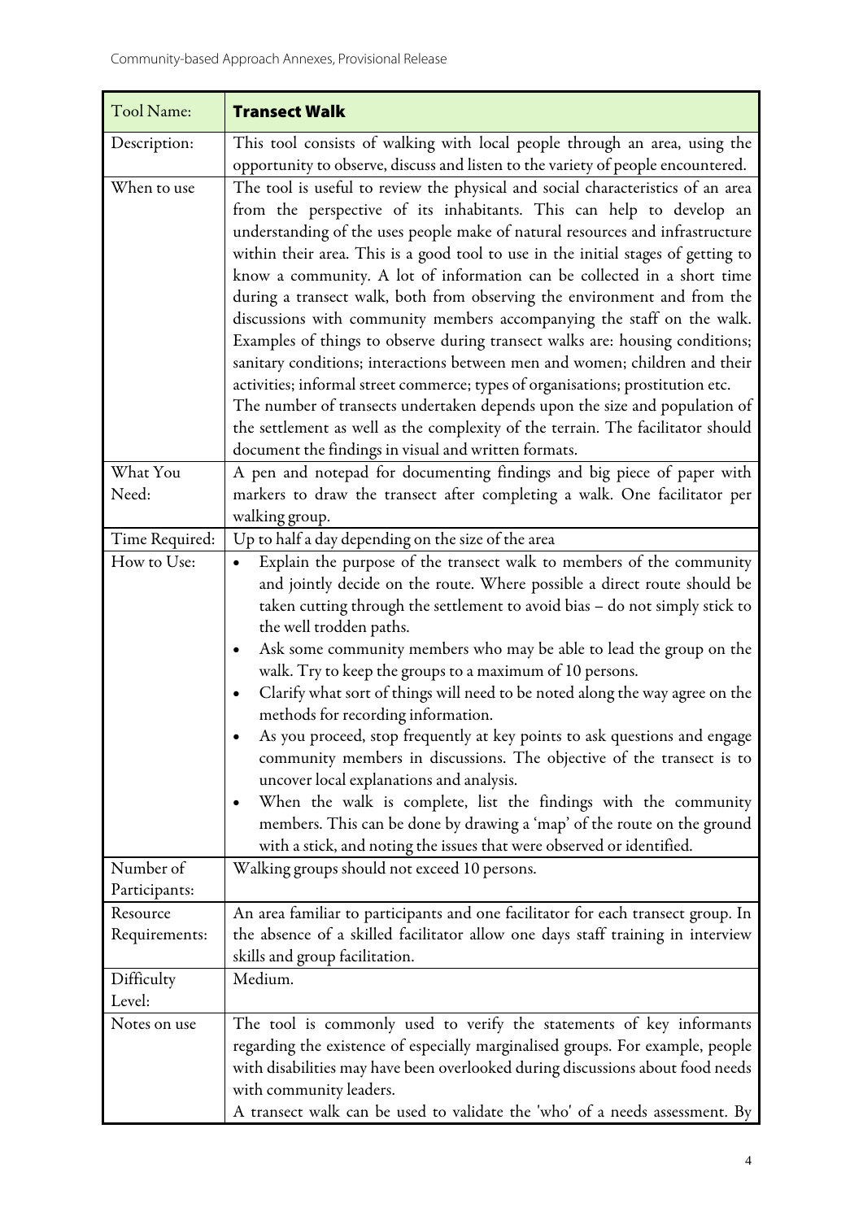| Tool Name: | **Transect Walk** |
|---|---|
| Description: | This tool consists of walking with local people through an area, using the opportunity to observe, discuss and listen to the variety of people encountered. |
| When to use | The tool is useful to review the physical and social characteristics of an area from the perspective of its inhabitants. This can help to develop an understanding of the uses people make of natural resources and infrastructure within their area. This is a good tool to use in the initial stages of getting to know a community. A lot of information can be collected in a short time during a transect walk, both from observing the environment and from the discussions with community members accompanying the staff on the walk. Examples of things to observe during transect walks are: housing conditions; sanitary conditions; interactions between men and women; children and their activities; informal street commerce; types of organisations; prostitution etc. <br>The number of transects undertaken depends upon the size and population of the settlement as well as the complexity of the terrain. The facilitator should document the findings in visual and written formats. |
| What You Need: | A pen and notepad for documenting findings and big piece of paper with markers to draw the transect after completing a walk. One facilitator per walking group. |
| Time Required: | Up to half a day depending on the size of the area |
| How to Use: | • Explain the purpose of the transect walk to members of the community and jointly decide on the route. Where possible a direct route should be taken cutting through the settlement to avoid bias – do not simply stick to the well trodden paths.<br>• Ask some community members who may be able to lead the group on the walk. Try to keep the groups to a maximum of 10 persons.<br>• Clarify what sort of things will need to be noted along the way agree on the methods for recording information.<br>• As you proceed, stop frequently at key points to ask questions and engage community members in discussions. The objective of the transect is to uncover local explanations and analysis.<br>• When the walk is complete, list the findings with the community members. This can be done by drawing a 'map' of the route on the ground with a stick, and noting the issues that were observed or identified. |
| Number of Participants: | Walking groups should not exceed 10 persons. |
| Resource Requirements: | An area familiar to participants and one facilitator for each transect group. In the absence of a skilled facilitator allow one days staff training in interview skills and group facilitation. |
| Difficulty Level: | Medium. |
| Notes on use | The tool is commonly used to verify the statements of key informants regarding the existence of especially marginalised groups. For example, people with disabilities may have been overlooked during discussions about food needs with community leaders.<br>A transect walk can be used to validate the 'who' of a needs assessment. By |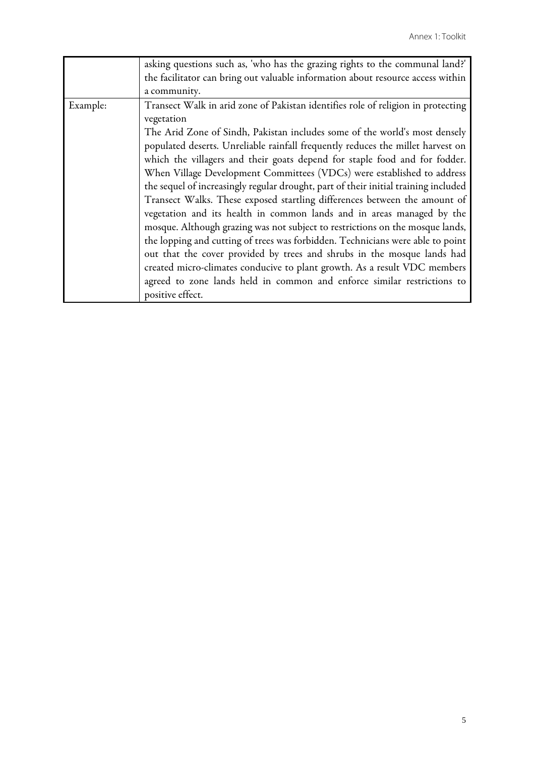| | |
|---|---|
| | asking questions such as, 'who has the grazing rights to the communal land?' the facilitator can bring out valuable information about resource access within a community. |
| Example: | Transect Walk in arid zone of Pakistan identifies role of religion in protecting vegetation<br>The Arid Zone of Sindh, Pakistan includes some of the world's most densely populated deserts. Unreliable rainfall frequently reduces the millet harvest on which the villagers and their goats depend for staple food and for fodder. When Village Development Committees (VDCs) were established to address the sequel of increasingly regular drought, part of their initial training included Transect Walks. These exposed startling differences between the amount of vegetation and its health in common lands and in areas managed by the mosque. Although grazing was not subject to restrictions on the mosque lands, the lopping and cutting of trees was forbidden. Technicians were able to point out that the cover provided by trees and shrubs in the mosque lands had created micro-climates conducive to plant growth. As a result VDC members agreed to zone lands held in common and enforce similar restrictions to positive effect. |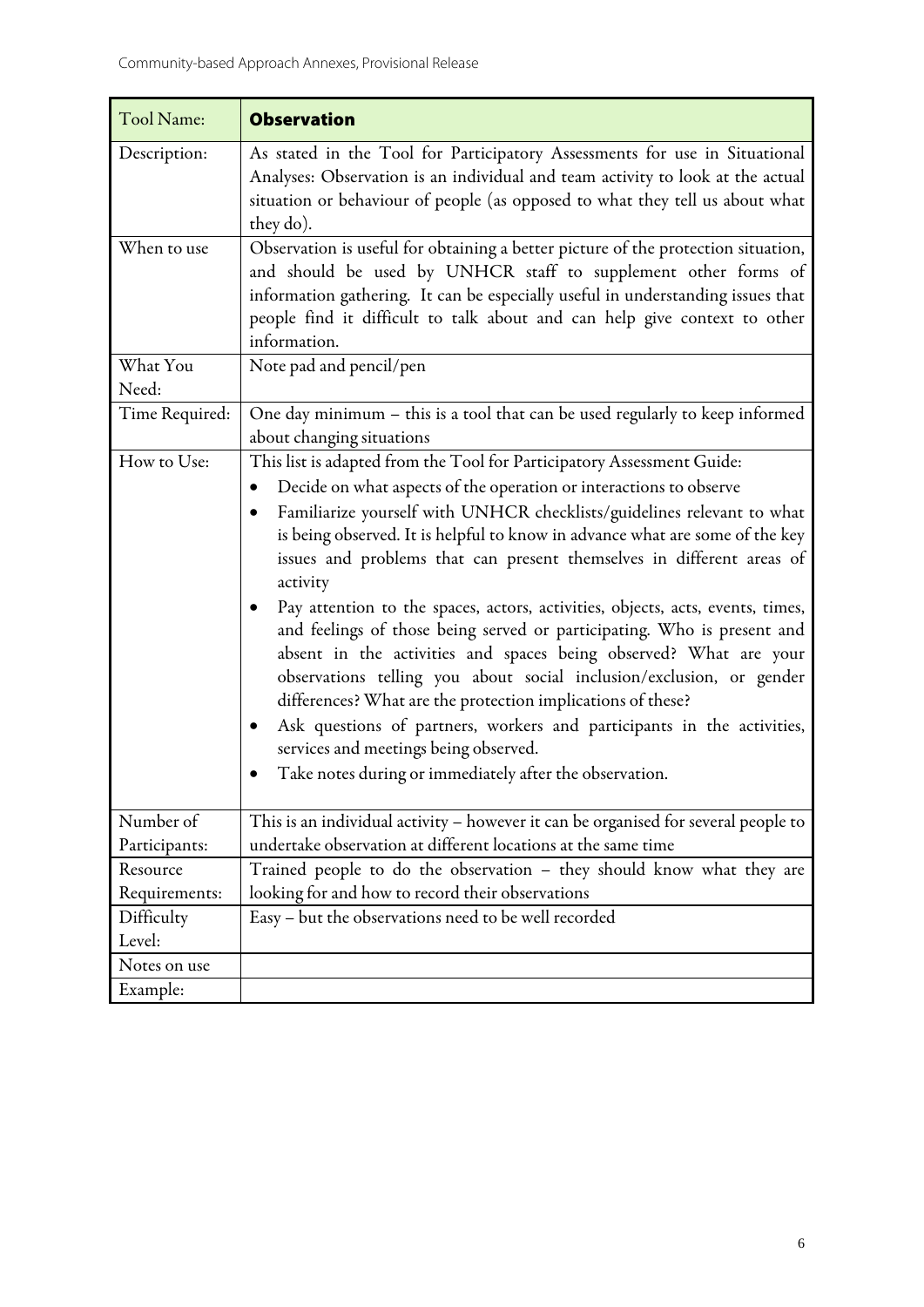| Tool Name: | **Observation** |
|---|---|
| Description: | As stated in the Tool for Participatory Assessments for use in Situational Analyses: Observation is an individual and team activity to look at the actual situation or behaviour of people (as opposed to what they tell us about what they do). |
| When to use | Observation is useful for obtaining a better picture of the protection situation, and should be used by UNHCR staff to supplement other forms of information gathering. It can be especially useful in understanding issues that people find it difficult to talk about and can help give context to other information. |
| What You Need: | Note pad and pencil/pen |
| Time Required: | One day minimum – this is a tool that can be used regularly to keep informed about changing situations |
| How to Use: | This list is adapted from the Tool for Participatory Assessment Guide: <br>• Decide on what aspects of the operation or interactions to observe <br>• Familiarize yourself with UNHCR checklists/guidelines relevant to what is being observed. It is helpful to know in advance what are some of the key issues and problems that can present themselves in different areas of activity <br>• Pay attention to the spaces, actors, activities, objects, acts, events, times, and feelings of those being served or participating. Who is present and absent in the activities and spaces being observed? What are your observations telling you about social inclusion/exclusion, or gender differences? What are the protection implications of these? <br>• Ask questions of partners, workers and participants in the activities, services and meetings being observed. <br>• Take notes during or immediately after the observation. |
| Number of Participants: | This is an individual activity – however it can be organised for several people to undertake observation at different locations at the same time |
| Resource Requirements: | Trained people to do the observation – they should know what they are looking for and how to record their observations |
| Difficulty Level: | Easy – but the observations need to be well recorded |
| Notes on use | |
| Example: | |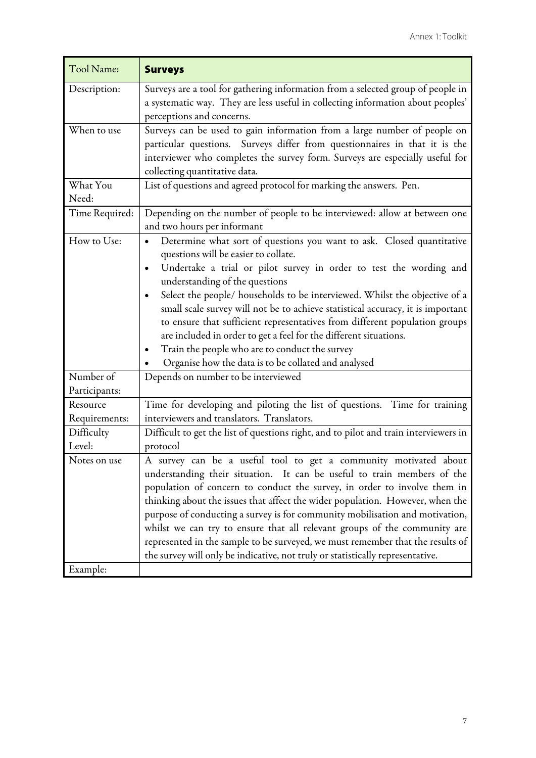| Tool Name: | **Surveys** |
|---|---|
| Description: | Surveys are a tool for gathering information from a selected group of people in a systematic way. They are less useful in collecting information about peoples' perceptions and concerns. |
| When to use | Surveys can be used to gain information from a large number of people on particular questions. Surveys differ from questionnaires in that it is the interviewer who completes the survey form. Surveys are especially useful for collecting quantitative data. |
| What You Need: | List of questions and agreed protocol for marking the answers. Pen. |
| Time Required: | Depending on the number of people to be interviewed: allow at between one and two hours per informant |
| How to Use: | • Determine what sort of questions you want to ask. Closed quantitative questions will be easier to collate.<br>• Undertake a trial or pilot survey in order to test the wording and understanding of the questions<br>• Select the people/ households to be interviewed. Whilst the objective of a small scale survey will not be to achieve statistical accuracy, it is important to ensure that sufficient representatives from different population groups are included in order to get a feel for the different situations.<br>• Train the people who are to conduct the survey<br>• Organise how the data is to be collated and analysed |
| Number of Participants: | Depends on number to be interviewed |
| Resource Requirements: | Time for developing and piloting the list of questions. Time for training interviewers and translators. Translators. |
| Difficulty Level: | Difficult to get the list of questions right, and to pilot and train interviewers in protocol |
| Notes on use | A survey can be a useful tool to get a community motivated about understanding their situation. It can be useful to train members of the population of concern to conduct the survey, in order to involve them in thinking about the issues that affect the wider population. However, when the purpose of conducting a survey is for community mobilisation and motivation, whilst we can try to ensure that all relevant groups of the community are represented in the sample to be surveyed, we must remember that the results of the survey will only be indicative, not truly or statistically representative. |
| Example: | |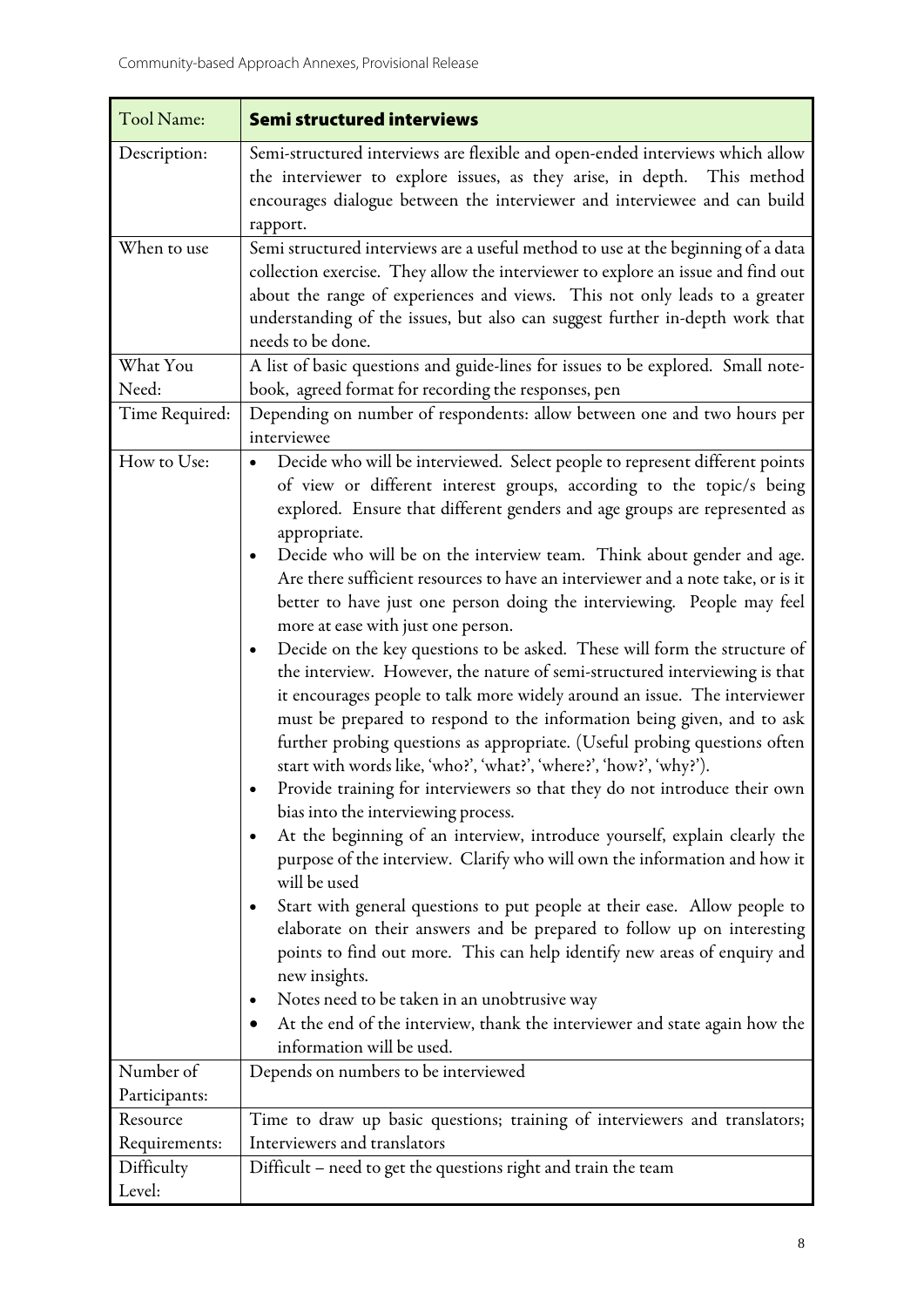| Tool Name: | **Semi structured interviews** |
|---|---|
| Description: | Semi-structured interviews are flexible and open-ended interviews which allow the interviewer to explore issues, as they arise, in depth. This method encourages dialogue between the interviewer and interviewee and can build rapport. |
| When to use | Semi structured interviews are a useful method to use at the beginning of a data collection exercise. They allow the interviewer to explore an issue and find out about the range of experiences and views. This not only leads to a greater understanding of the issues, but also can suggest further in-depth work that needs to be done. |
| What You Need: | A list of basic questions and guide-lines for issues to be explored. Small note-book, agreed format for recording the responses, pen |
| Time Required: | Depending on number of respondents: allow between one and two hours per interviewee |
| How to Use: | • Decide who will be interviewed. Select people to represent different points of view or different interest groups, according to the topic/s being explored. Ensure that different genders and age groups are represented as appropriate.<br>• Decide who will be on the interview team. Think about gender and age. Are there sufficient resources to have an interviewer and a note take, or is it better to have just one person doing the interviewing. People may feel more at ease with just one person.<br>• Decide on the key questions to be asked. These will form the structure of the interview. However, the nature of semi-structured interviewing is that it encourages people to talk more widely around an issue. The interviewer must be prepared to respond to the information being given, and to ask further probing questions as appropriate. (Useful probing questions often start with words like, 'who?', 'what?', 'where?', 'how?', 'why?').<br>• Provide training for interviewers so that they do not introduce their own bias into the interviewing process.<br>• At the beginning of an interview, introduce yourself, explain clearly the purpose of the interview. Clarify who will own the information and how it will be used<br>• Start with general questions to put people at their ease. Allow people to elaborate on their answers and be prepared to follow up on interesting points to find out more. This can help identify new areas of enquiry and new insights.<br>• Notes need to be taken in an unobtrusive way<br>• At the end of the interview, thank the interviewer and state again how the information will be used. |
| Number of Participants: | Depends on numbers to be interviewed |
| Resource Requirements: | Time to draw up basic questions; training of interviewers and translators; Interviewers and translators |
| Difficulty Level: | Difficult – need to get the questions right and train the team |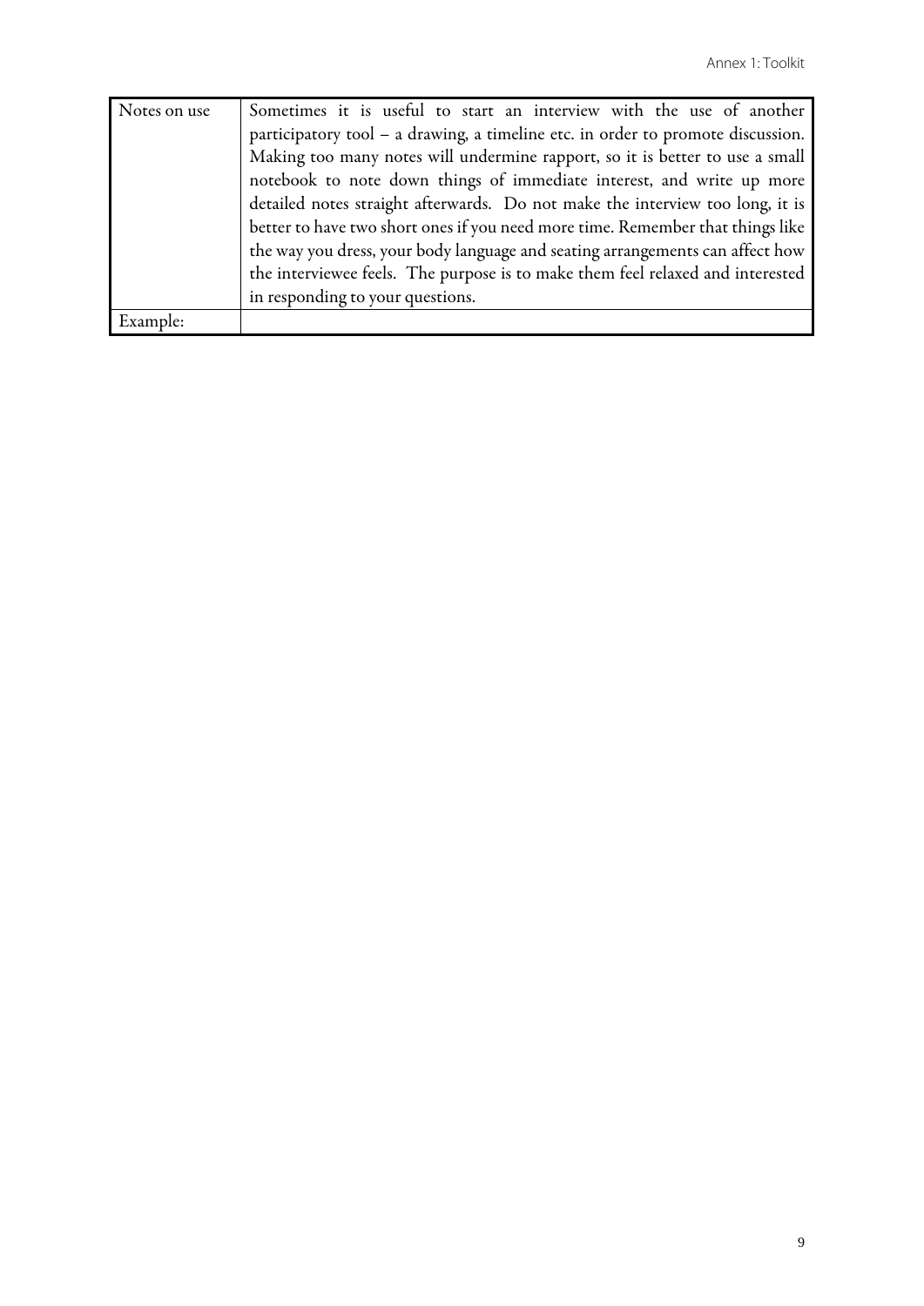| Notes on use | Sometimes it is useful to start an interview with the use of another participatory tool – a drawing, a timeline etc. in order to promote discussion. Making too many notes will undermine rapport, so it is better to use a small notebook to note down things of immediate interest, and write up more detailed notes straight afterwards. Do not make the interview too long, it is better to have two short ones if you need more time. Remember that things like the way you dress, your body language and seating arrangements can affect how the interviewee feels. The purpose is to make them feel relaxed and interested in responding to your questions. |
|---|---|
| Example: | |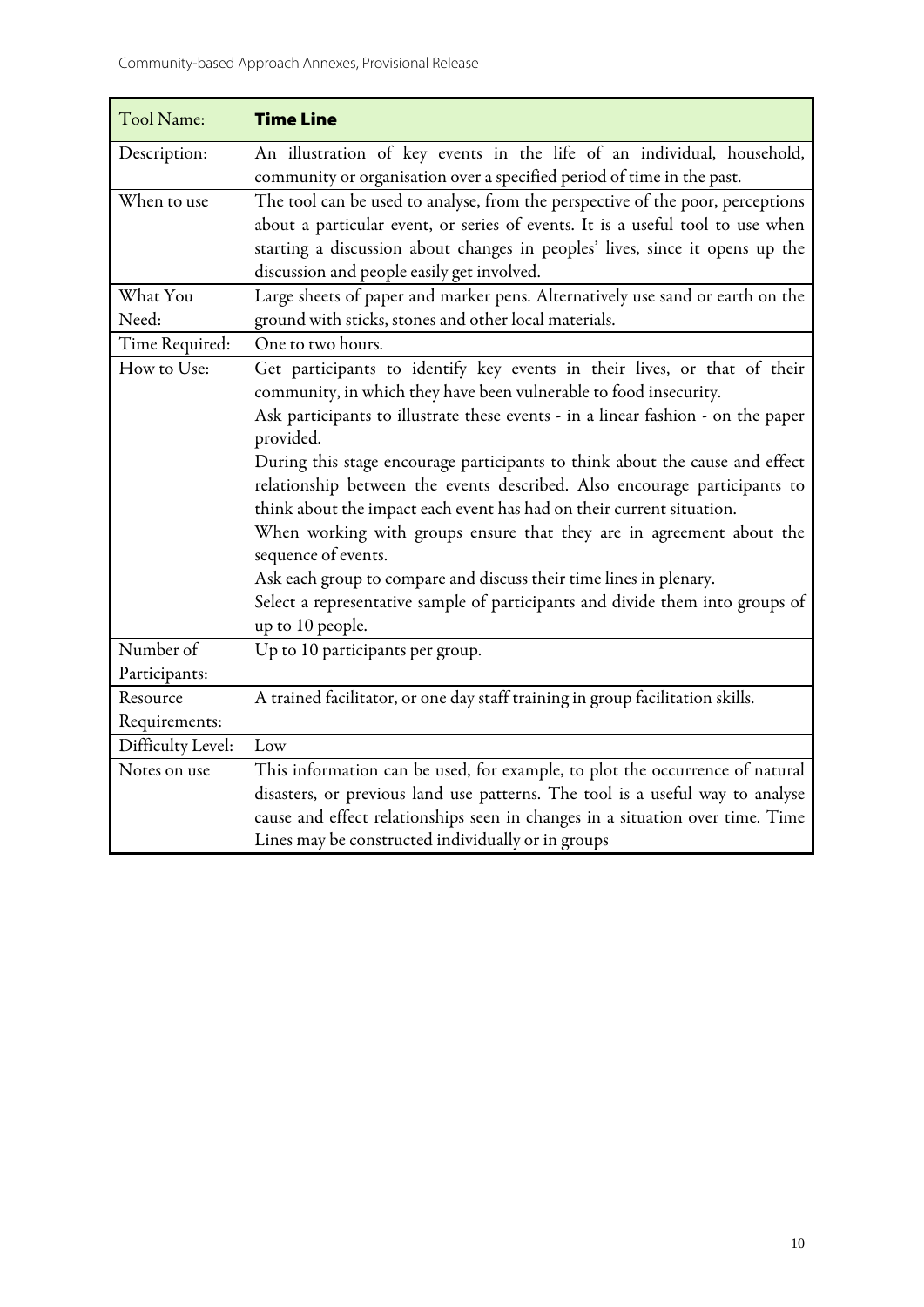| Tool Name: | **Time Line** |
|---|---|
| Description: | An illustration of key events in the life of an individual, household, community or organisation over a specified period of time in the past. |
| When to use | The tool can be used to analyse, from the perspective of the poor, perceptions about a particular event, or series of events. It is a useful tool to use when starting a discussion about changes in peoples' lives, since it opens up the discussion and people easily get involved. |
| What You Need: | Large sheets of paper and marker pens. Alternatively use sand or earth on the ground with sticks, stones and other local materials. |
| Time Required: | One to two hours. |
| How to Use: | Get participants to identify key events in their lives, or that of their community, in which they have been vulnerable to food insecurity.<br>Ask participants to illustrate these events - in a linear fashion - on the paper provided.<br>During this stage encourage participants to think about the cause and effect relationship between the events described. Also encourage participants to think about the impact each event has had on their current situation.<br>When working with groups ensure that they are in agreement about the sequence of events.<br>Ask each group to compare and discuss their time lines in plenary.<br>Select a representative sample of participants and divide them into groups of up to 10 people. |
| Number of Participants: | Up to 10 participants per group. |
| Resource Requirements: | A trained facilitator, or one day staff training in group facilitation skills. |
| Difficulty Level: | Low |
| Notes on use | This information can be used, for example, to plot the occurrence of natural disasters, or previous land use patterns. The tool is a useful way to analyse cause and effect relationships seen in changes in a situation over time. Time Lines may be constructed individually or in groups |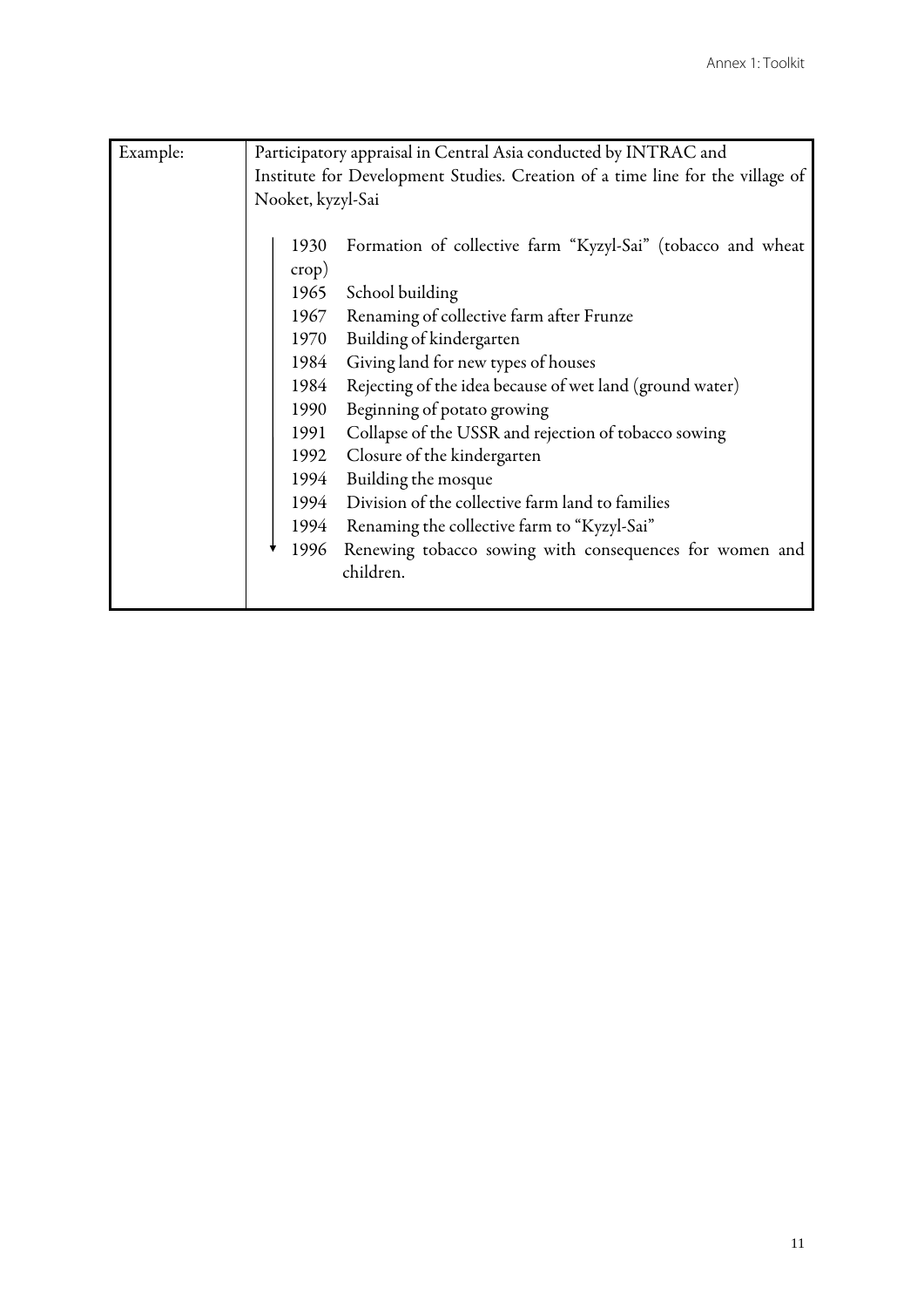| Example: | Participatory appraisal in Central Asia conducted by INTRAC and Institute for Development Studies. Creation of a time line for the village of Nooket, kyzyl-Sai<br><br>1930 Formation of collective farm "Kyzyl-Sai" (tobacco and wheat crop)<br>1965 School building<br>1967 Renaming of collective farm after Frunze<br>1970 Building of kindergarten<br>1984 Giving land for new types of houses<br>1984 Rejecting of the idea because of wet land (ground water)<br>1990 Beginning of potato growing<br>1991 Collapse of the USSR and rejection of tobacco sowing<br>1992 Closure of the kindergarten<br>1994 Building the mosque<br>1994 Division of the collective farm land to families<br>1994 Renaming the collective farm to "Kyzyl-Sai"<br>1996 Renewing tobacco sowing with consequences for women and children. |
|---|---|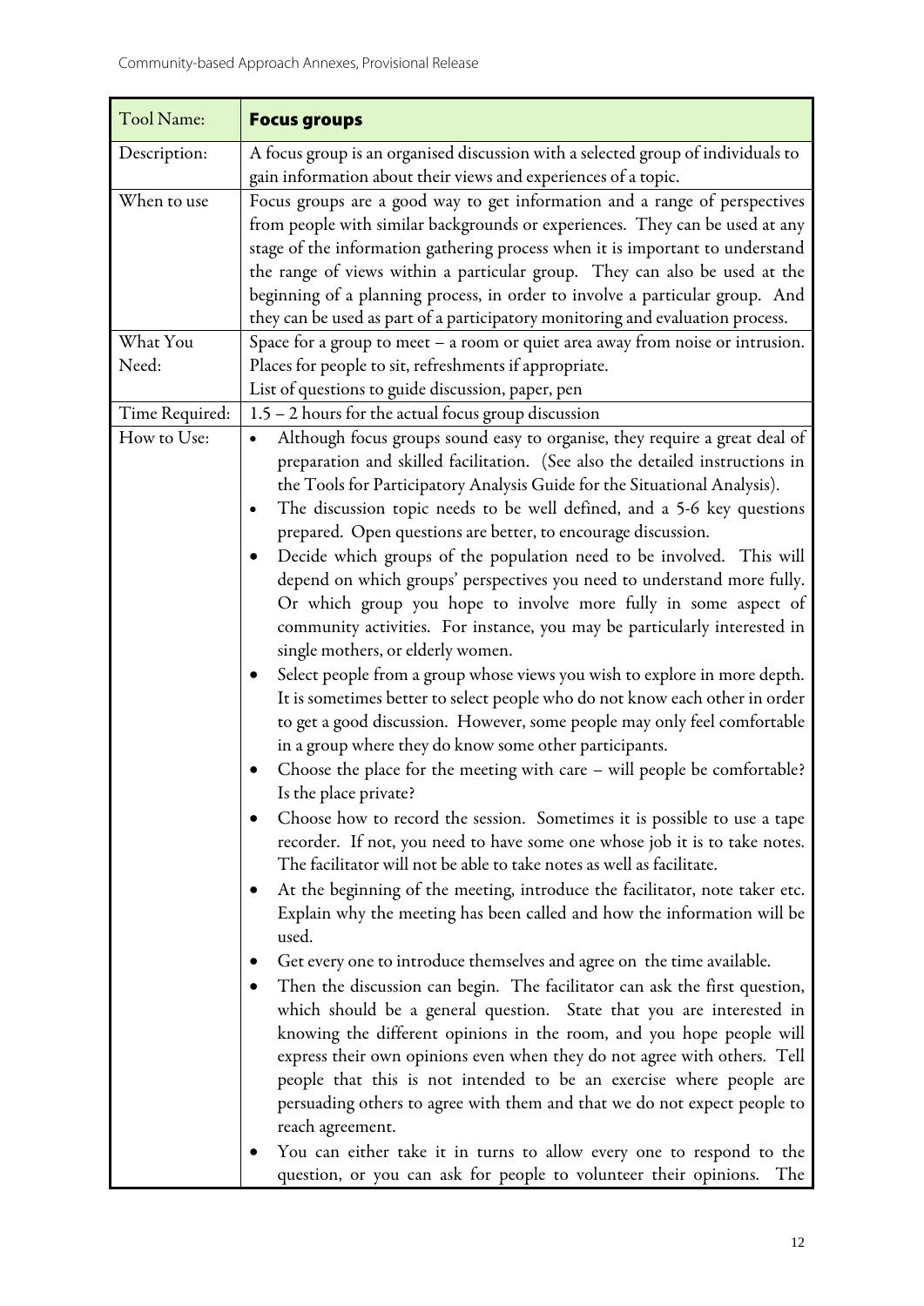| Tool Name: | **Focus groups** |
|---|---|
| Description: | A focus group is an organised discussion with a selected group of individuals to gain information about their views and experiences of a topic. |
| When to use | Focus groups are a good way to get information and a range of perspectives from people with similar backgrounds or experiences. They can be used at any stage of the information gathering process when it is important to understand the range of views within a particular group. They can also be used at the beginning of a planning process, in order to involve a particular group. And they can be used as part of a participatory monitoring and evaluation process. |
| What You Need: | Space for a group to meet – a room or quiet area away from noise or intrusion.<br>Places for people to sit, refreshments if appropriate.<br>List of questions to guide discussion, paper, pen |
| Time Required: | 1.5 – 2 hours for the actual focus group discussion |
| How to Use: | • Although focus groups sound easy to organise, they require a great deal of preparation and skilled facilitation. (See also the detailed instructions in the Tools for Participatory Analysis Guide for the Situational Analysis).<br>• The discussion topic needs to be well defined, and a 5-6 key questions prepared. Open questions are better, to encourage discussion.<br>• Decide which groups of the population need to be involved. This will depend on which groups' perspectives you need to understand more fully. Or which group you hope to involve more fully in some aspect of community activities. For instance, you may be particularly interested in single mothers, or elderly women.<br>• Select people from a group whose views you wish to explore in more depth. It is sometimes better to select people who do not know each other in order to get a good discussion. However, some people may only feel comfortable in a group where they do know some other participants.<br>• Choose the place for the meeting with care – will people be comfortable? Is the place private?<br>• Choose how to record the session. Sometimes it is possible to use a tape recorder. If not, you need to have some one whose job it is to take notes. The facilitator will not be able to take notes as well as facilitate.<br>• At the beginning of the meeting, introduce the facilitator, note taker etc. Explain why the meeting has been called and how the information will be used.<br>• Get every one to introduce themselves and agree on the time available.<br>• Then the discussion can begin. The facilitator can ask the first question, which should be a general question. State that you are interested in knowing the different opinions in the room, and you hope people will express their own opinions even when they do not agree with others. Tell people that this is not intended to be an exercise where people are persuading others to agree with them and that we do not expect people to reach agreement.<br>• You can either take it in turns to allow every one to respond to the question, or you can ask for people to volunteer their opinions. The |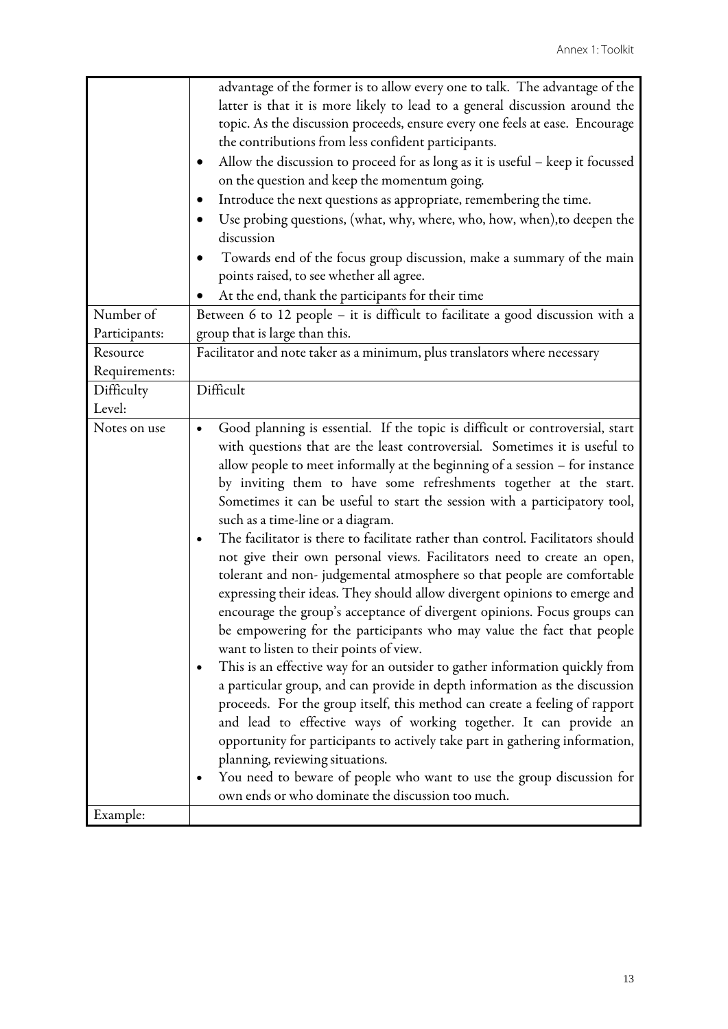| | |
|---|---|
| | advantage of the former is to allow every one to talk. The advantage of the latter is that it is more likely to lead to a general discussion around the topic. As the discussion proceeds, ensure every one feels at ease. Encourage the contributions from less confident participants.<br>• Allow the discussion to proceed for as long as it is useful – keep it focussed on the question and keep the momentum going.<br>• Introduce the next questions as appropriate, remembering the time.<br>• Use probing questions, (what, why, where, who, how, when),to deepen the discussion<br>• Towards end of the focus group discussion, make a summary of the main points raised, to see whether all agree.<br>• At the end, thank the participants for their time |
| Number of Participants: | Between 6 to 12 people – it is difficult to facilitate a good discussion with a group that is large than this. |
| Resource Requirements: | Facilitator and note taker as a minimum, plus translators where necessary |
| Difficulty Level: | Difficult |
| Notes on use | • Good planning is essential. If the topic is difficult or controversial, start with questions that are the least controversial. Sometimes it is useful to allow people to meet informally at the beginning of a session – for instance by inviting them to have some refreshments together at the start. Sometimes it can be useful to start the session with a participatory tool, such as a time-line or a diagram.<br>• The facilitator is there to facilitate rather than control. Facilitators should not give their own personal views. Facilitators need to create an open, tolerant and non- judgemental atmosphere so that people are comfortable expressing their ideas. They should allow divergent opinions to emerge and encourage the group's acceptance of divergent opinions. Focus groups can be empowering for the participants who may value the fact that people want to listen to their points of view.<br>• This is an effective way for an outsider to gather information quickly from a particular group, and can provide in depth information as the discussion proceeds. For the group itself, this method can create a feeling of rapport and lead to effective ways of working together. It can provide an opportunity for participants to actively take part in gathering information, planning, reviewing situations.<br>• You need to beware of people who want to use the group discussion for own ends or who dominate the discussion too much. |
| Example: | |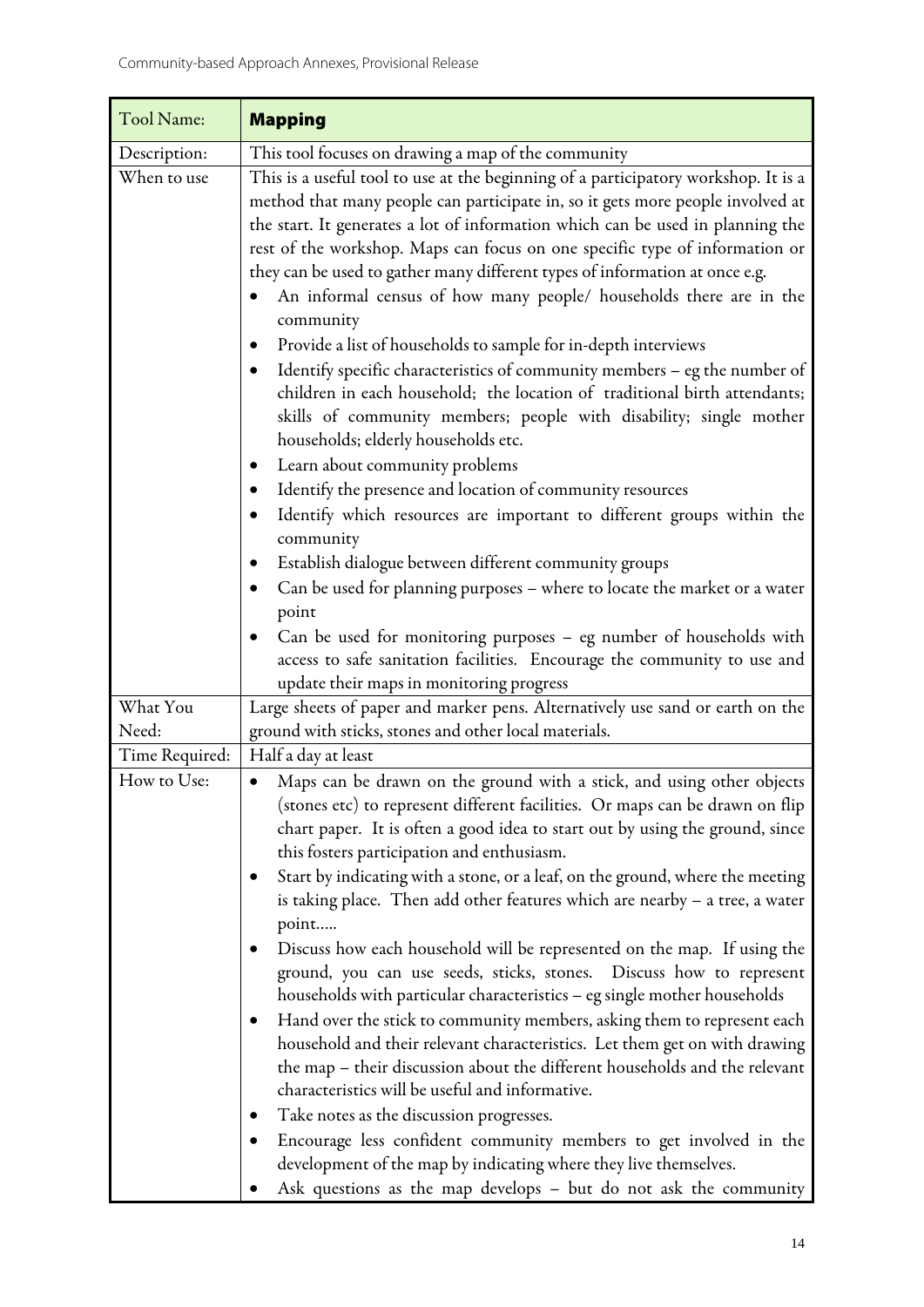| Tool Name: | **Mapping** |
|---|---|
| Description: | This tool focuses on drawing a map of the community |
| When to use | This is a useful tool to use at the beginning of a participatory workshop. It is a method that many people can participate in, so it gets more people involved at the start. It generates a lot of information which can be used in planning the rest of the workshop. Maps can focus on one specific type of information or they can be used to gather many different types of information at once e.g. <br>• An informal census of how many people/ households there are in the community <br>• Provide a list of households to sample for in-depth interviews <br>• Identify specific characteristics of community members – eg the number of children in each household; the location of traditional birth attendants; skills of community members; people with disability; single mother households; elderly households etc. <br>• Learn about community problems <br>• Identify the presence and location of community resources <br>• Identify which resources are important to different groups within the community <br>• Establish dialogue between different community groups <br>• Can be used for planning purposes – where to locate the market or a water point <br>• Can be used for monitoring purposes – eg number of households with access to safe sanitation facilities. Encourage the community to use and update their maps in monitoring progress |
| What You Need: | Large sheets of paper and marker pens. Alternatively use sand or earth on the ground with sticks, stones and other local materials. |
| Time Required: | Half a day at least |
| How to Use: | • Maps can be drawn on the ground with a stick, and using other objects (stones etc) to represent different facilities. Or maps can be drawn on flip chart paper. It is often a good idea to start out by using the ground, since this fosters participation and enthusiasm. <br>• Start by indicating with a stone, or a leaf, on the ground, where the meeting is taking place. Then add other features which are nearby – a tree, a water point….. <br>• Discuss how each household will be represented on the map. If using the ground, you can use seeds, sticks, stones. Discuss how to represent households with particular characteristics – eg single mother households <br>• Hand over the stick to community members, asking them to represent each household and their relevant characteristics. Let them get on with drawing the map – their discussion about the different households and the relevant characteristics will be useful and informative. <br>• Take notes as the discussion progresses. <br>• Encourage less confident community members to get involved in the development of the map by indicating where they live themselves. <br>• Ask questions as the map develops – but do not ask the community |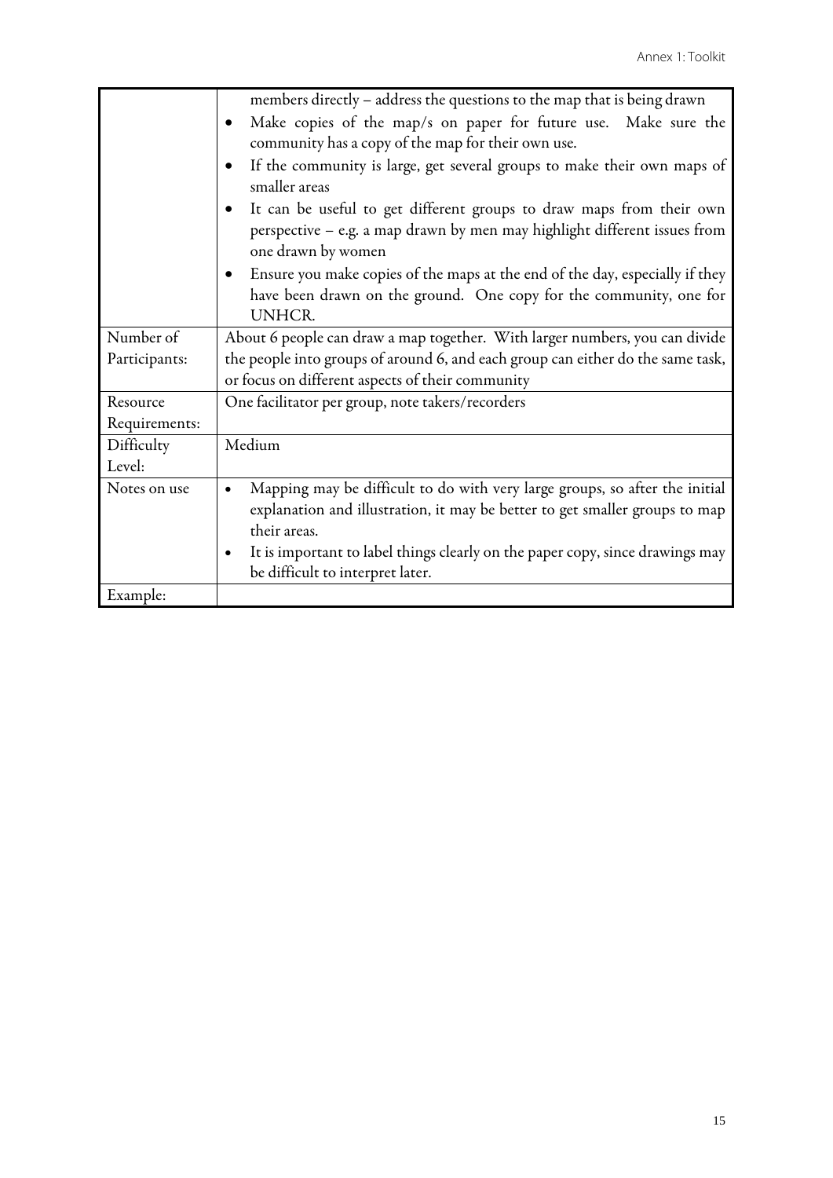| | |
|---|---|
| | members directly – address the questions to the map that is being drawn<br>• Make copies of the map/s on paper for future use. Make sure the community has a copy of the map for their own use.<br>• If the community is large, get several groups to make their own maps of smaller areas<br>• It can be useful to get different groups to draw maps from their own perspective – e.g. a map drawn by men may highlight different issues from one drawn by women<br>• Ensure you make copies of the maps at the end of the day, especially if they have been drawn on the ground. One copy for the community, one for UNHCR. |
| Number of Participants: | About 6 people can draw a map together. With larger numbers, you can divide the people into groups of around 6, and each group can either do the same task, or focus on different aspects of their community |
| Resource Requirements: | One facilitator per group, note takers/recorders |
| Difficulty Level: | Medium |
| Notes on use | • Mapping may be difficult to do with very large groups, so after the initial explanation and illustration, it may be better to get smaller groups to map their areas.<br>• It is important to label things clearly on the paper copy, since drawings may be difficult to interpret later. |
| Example: | |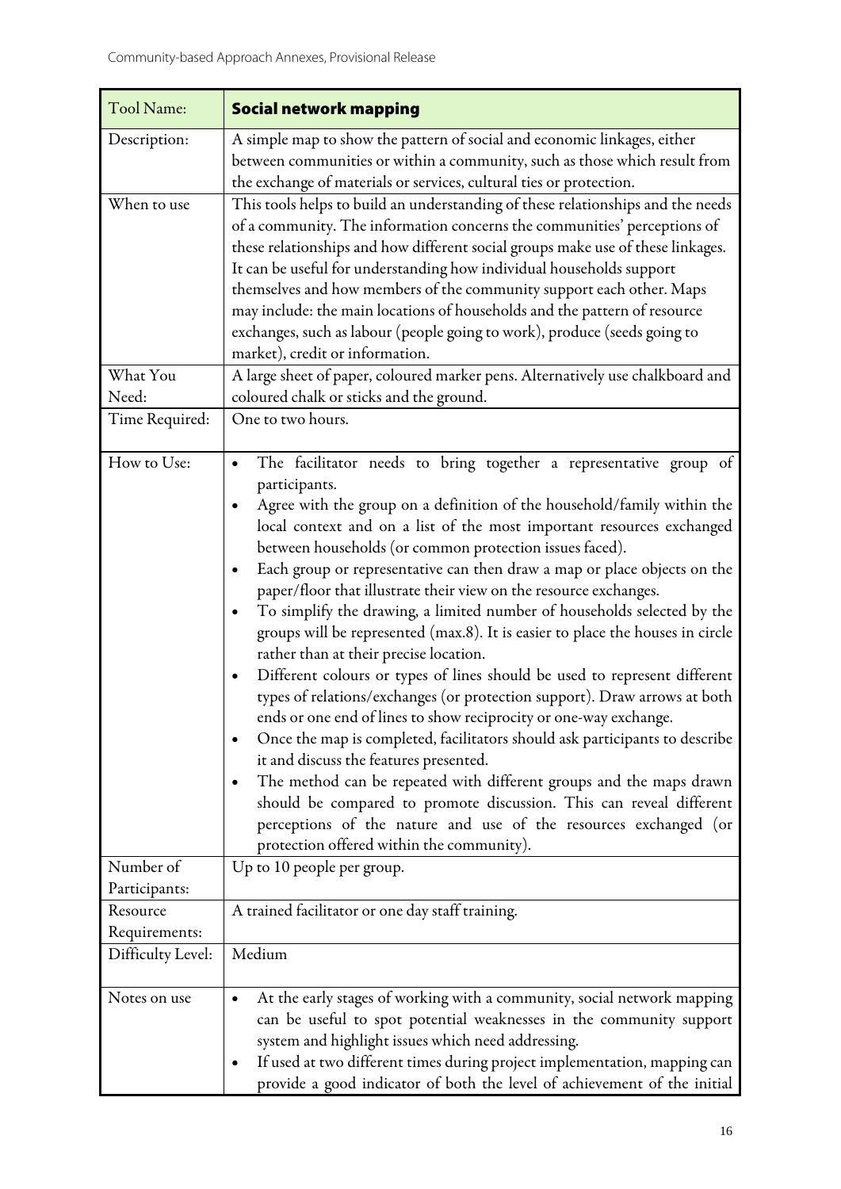| Tool Name: | **Social network mapping** |
|---|---|
| Description: | A simple map to show the pattern of social and economic linkages, either between communities or within a community, such as those which result from the exchange of materials or services, cultural ties or protection. |
| When to use | This tools helps to build an understanding of these relationships and the needs of a community. The information concerns the communities' perceptions of these relationships and how different social groups make use of these linkages. It can be useful for understanding how individual households support themselves and how members of the community support each other. Maps may include: the main locations of households and the pattern of resource exchanges, such as labour (people going to work), produce (seeds going to market), credit or information. |
| What You Need: | A large sheet of paper, coloured marker pens. Alternatively use chalkboard and coloured chalk or sticks and the ground. |
| Time Required: | One to two hours. |
| How to Use: | • The facilitator needs to bring together a representative group of participants.<br>• Agree with the group on a definition of the household/family within the local context and on a list of the most important resources exchanged between households (or common protection issues faced).<br>• Each group or representative can then draw a map or place objects on the paper/floor that illustrate their view on the resource exchanges.<br>• To simplify the drawing, a limited number of households selected by the groups will be represented (max.8). It is easier to place the houses in circle rather than at their precise location.<br>• Different colours or types of lines should be used to represent different types of relations/exchanges (or protection support). Draw arrows at both ends or one end of lines to show reciprocity or one-way exchange.<br>• Once the map is completed, facilitators should ask participants to describe it and discuss the features presented.<br>• The method can be repeated with different groups and the maps drawn should be compared to promote discussion. This can reveal different perceptions of the nature and use of the resources exchanged (or protection offered within the community). |
| Number of Participants: | Up to 10 people per group. |
| Resource Requirements: | A trained facilitator or one day staff training. |
| Difficulty Level: | Medium |
| Notes on use | • At the early stages of working with a community, social network mapping can be useful to spot potential weaknesses in the community support system and highlight issues which need addressing.<br>• If used at two different times during project implementation, mapping can provide a good indicator of both the level of achievement of the initial |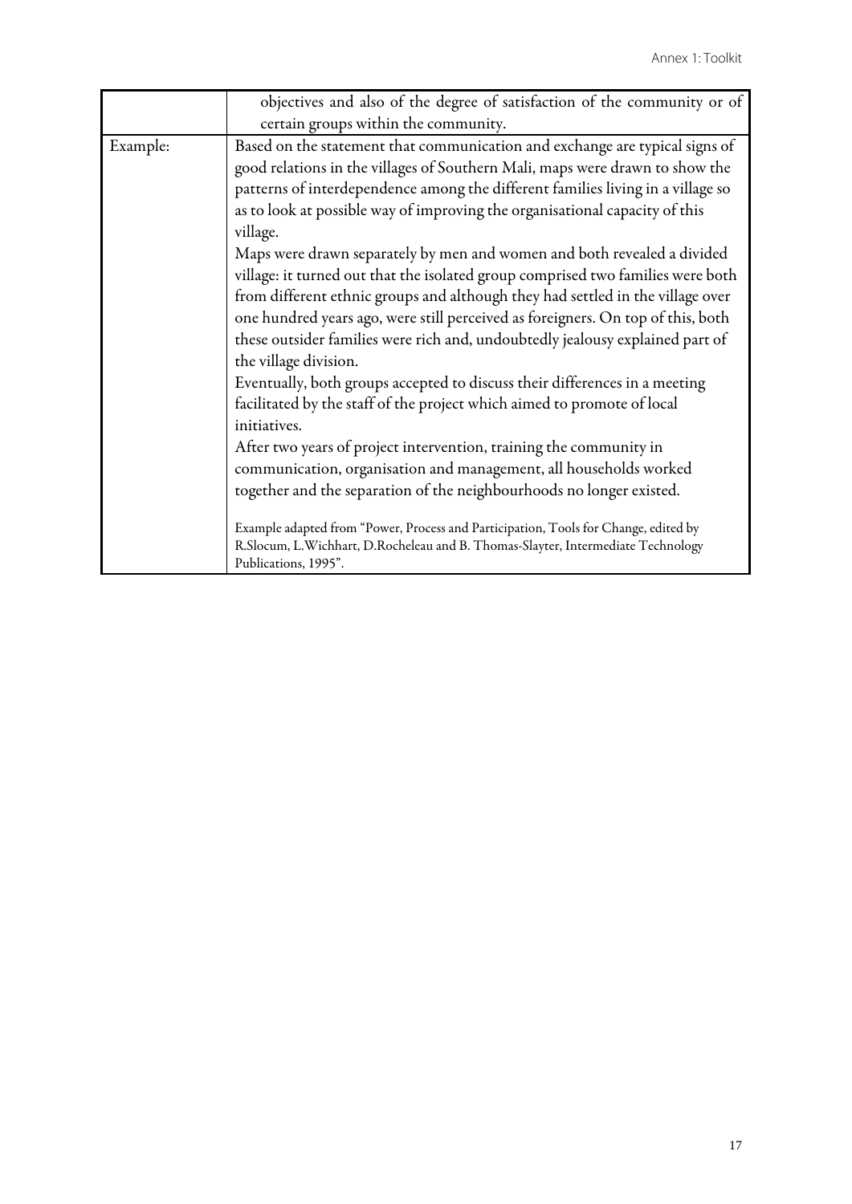| | |
|---|---|
| | objectives and also of the degree of satisfaction of the community or of certain groups within the community. |
| Example: | Based on the statement that communication and exchange are typical signs of good relations in the villages of Southern Mali, maps were drawn to show the patterns of interdependence among the different families living in a village so as to look at possible way of improving the organisational capacity of this village.<br>Maps were drawn separately by men and women and both revealed a divided village: it turned out that the isolated group comprised two families were both from different ethnic groups and although they had settled in the village over one hundred years ago, were still perceived as foreigners. On top of this, both these outsider families were rich and, undoubtedly jealousy explained part of the village division.<br>Eventually, both groups accepted to discuss their differences in a meeting facilitated by the staff of the project which aimed to promote of local initiatives.<br>After two years of project intervention, training the community in communication, organisation and management, all households worked together and the separation of the neighbourhoods no longer existed.<br><br>Example adapted from "Power, Process and Participation, Tools for Change, edited by R.Slocum, L.Wichhart, D.Rocheleau and B. Thomas-Slayter, Intermediate Technology Publications, 1995". |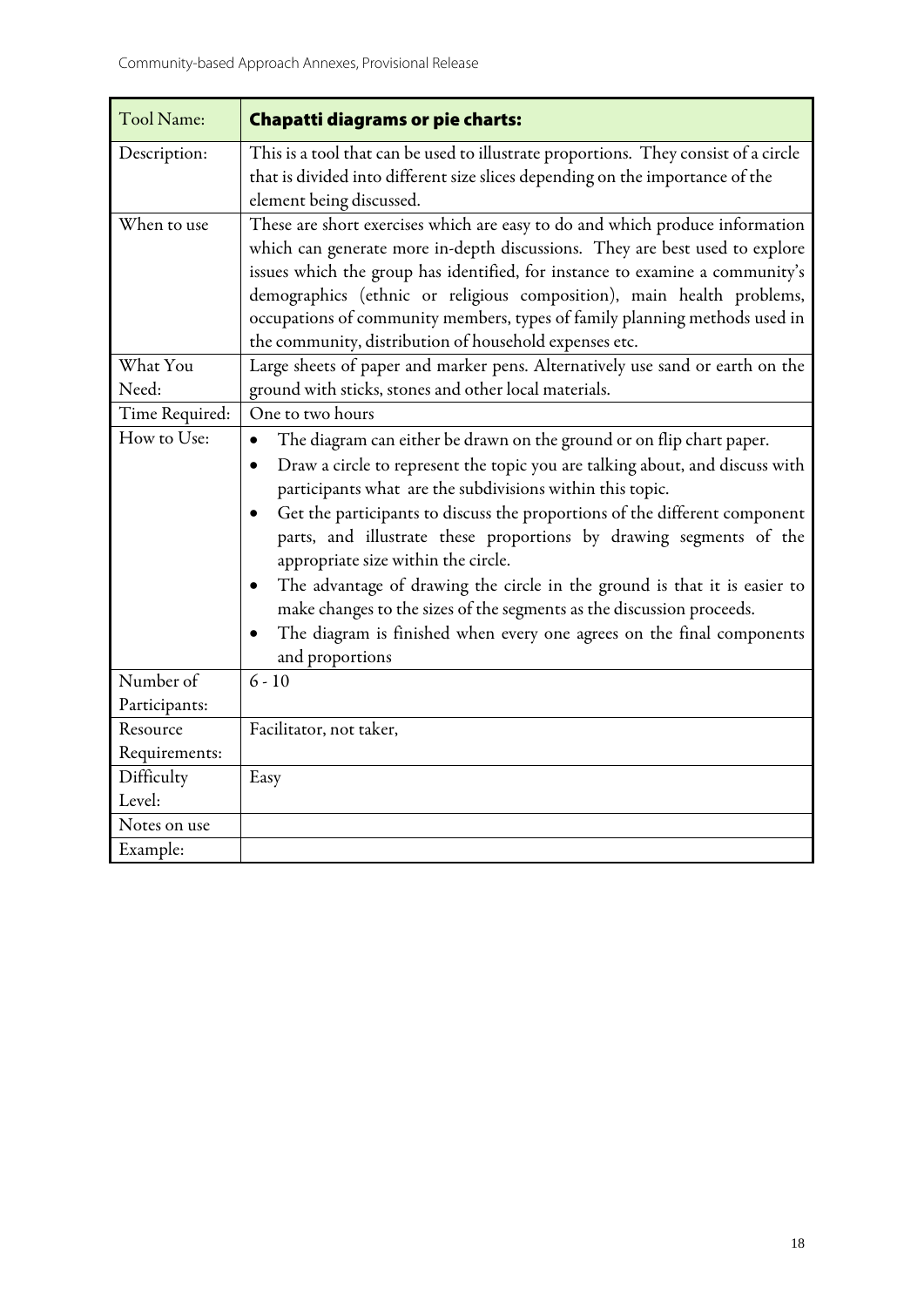| Tool Name: | **Chapatti diagrams or pie charts:** |
|---|---|
| Description: | This is a tool that can be used to illustrate proportions. They consist of a circle that is divided into different size slices depending on the importance of the element being discussed. |
| When to use | These are short exercises which are easy to do and which produce information which can generate more in-depth discussions. They are best used to explore issues which the group has identified, for instance to examine a community's demographics (ethnic or religious composition), main health problems, occupations of community members, types of family planning methods used in the community, distribution of household expenses etc. |
| What You Need: | Large sheets of paper and marker pens. Alternatively use sand or earth on the ground with sticks, stones and other local materials. |
| Time Required: | One to two hours |
| How to Use: | • The diagram can either be drawn on the ground or on flip chart paper.<br>• Draw a circle to represent the topic you are talking about, and discuss with participants what are the subdivisions within this topic.<br>• Get the participants to discuss the proportions of the different component parts, and illustrate these proportions by drawing segments of the appropriate size within the circle.<br>• The advantage of drawing the circle in the ground is that it is easier to make changes to the sizes of the segments as the discussion proceeds.<br>• The diagram is finished when every one agrees on the final components and proportions |
| Number of Participants: | 6 - 10 |
| Resource Requirements: | Facilitator, not taker, |
| Difficulty Level: | Easy |
| Notes on use | |
| Example: | |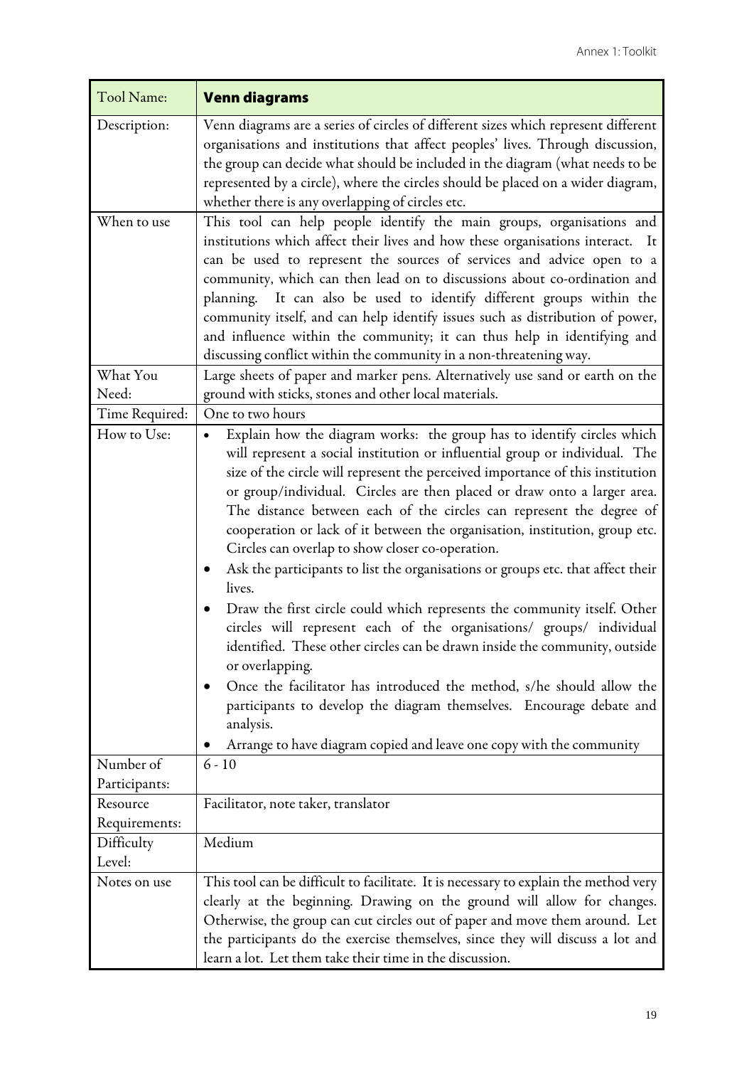| Tool Name: | **Venn diagrams** |
|---|---|
| Description: | Venn diagrams are a series of circles of different sizes which represent different organisations and institutions that affect peoples' lives. Through discussion, the group can decide what should be included in the diagram (what needs to be represented by a circle), where the circles should be placed on a wider diagram, whether there is any overlapping of circles etc. |
| When to use | This tool can help people identify the main groups, organisations and institutions which affect their lives and how these organisations interact. It can be used to represent the sources of services and advice open to a community, which can then lead on to discussions about co-ordination and planning. It can also be used to identify different groups within the community itself, and can help identify issues such as distribution of power, and influence within the community; it can thus help in identifying and discussing conflict within the community in a non-threatening way. |
| What You Need: | Large sheets of paper and marker pens. Alternatively use sand or earth on the ground with sticks, stones and other local materials. |
| Time Required: | One to two hours |
| How to Use: | • Explain how the diagram works: the group has to identify circles which will represent a social institution or influential group or individual. The size of the circle will represent the perceived importance of this institution or group/individual. Circles are then placed or draw onto a larger area. The distance between each of the circles can represent the degree of cooperation or lack of it between the organisation, institution, group etc. Circles can overlap to show closer co-operation.<br>• Ask the participants to list the organisations or groups etc. that affect their lives.<br>• Draw the first circle could which represents the community itself. Other circles will represent each of the organisations/ groups/ individual identified. These other circles can be drawn inside the community, outside or overlapping.<br>• Once the facilitator has introduced the method, s/he should allow the participants to develop the diagram themselves. Encourage debate and analysis.<br>• Arrange to have diagram copied and leave one copy with the community |
| Number of Participants: | 6 - 10 |
| Resource Requirements: | Facilitator, note taker, translator |
| Difficulty Level: | Medium |
| Notes on use | This tool can be difficult to facilitate. It is necessary to explain the method very clearly at the beginning. Drawing on the ground will allow for changes. Otherwise, the group can cut circles out of paper and move them around. Let the participants do the exercise themselves, since they will discuss a lot and learn a lot. Let them take their time in the discussion. |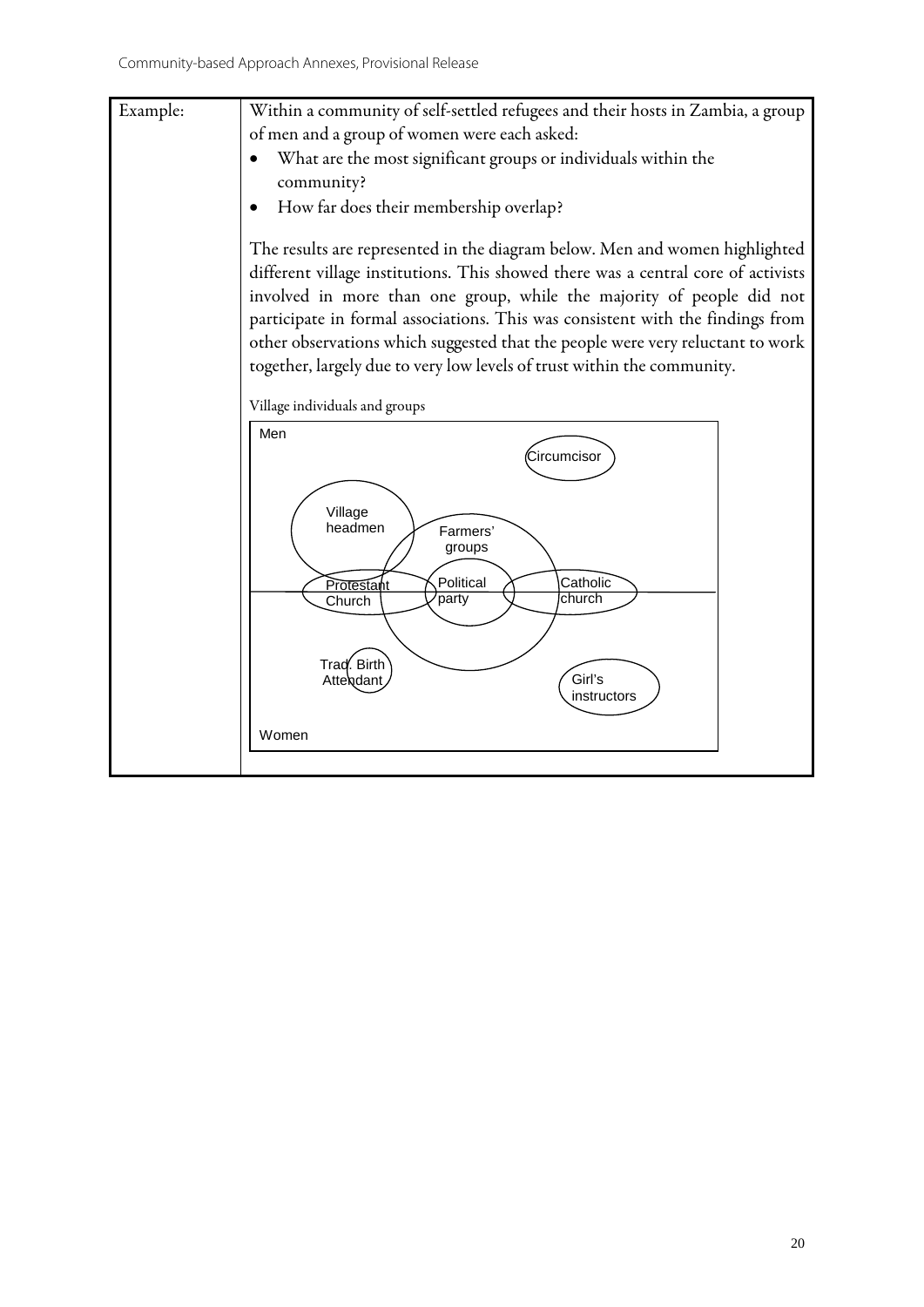| Example: | Within a community of self-settled refugees and their hosts in Zambia, a group of men and a group of women were each asked:<br>• What are the most significant groups or individuals within the community?<br>• How far does their membership overlap?<br><br>The results are represented in the diagram below. Men and women highlighted different village institutions. This showed there was a central core of activists involved in more than one group, while the majority of people did not participate in formal associations. This was consistent with the findings from other observations which suggested that the people were very reluctant to work together, largely due to very low levels of trust within the community.<br><br>Village individuals and groups<br><br>Men<br>Circumcisor<br>Village headmen<br>Farmers' groups<br>Protestant Church<br>Political party<br>Catholic church<br>Trad. Birth Attendant<br>Girl's instructors<br>Women |
|---|---|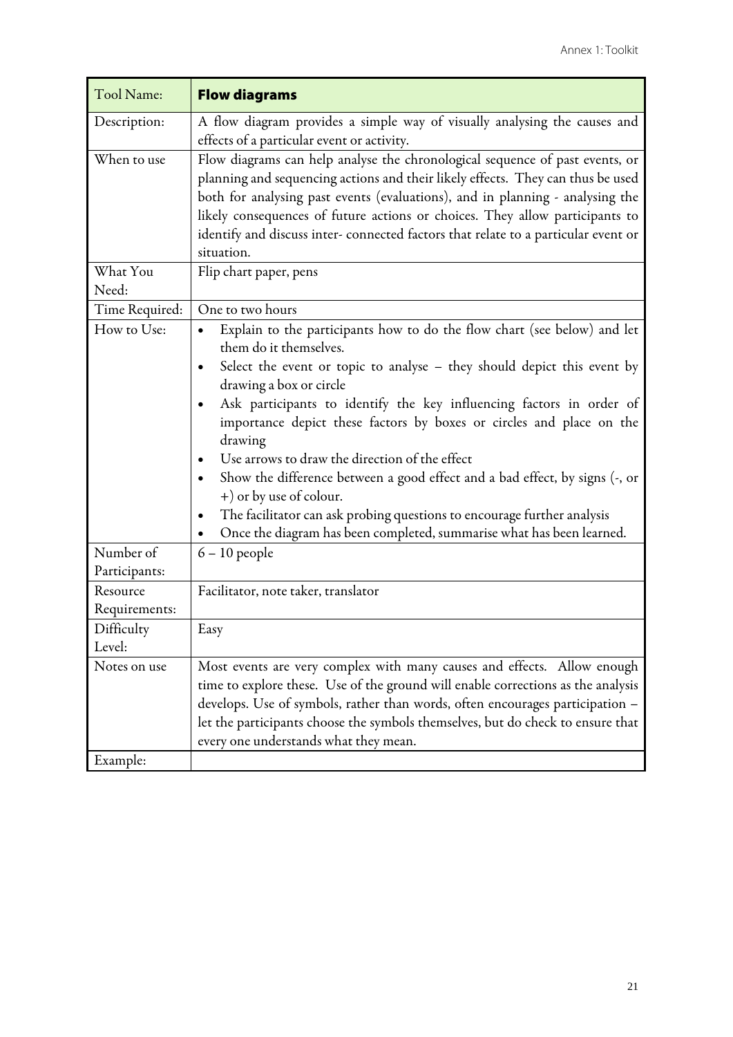| Tool Name: | **Flow diagrams** |
|---|---|
| Description: | A flow diagram provides a simple way of visually analysing the causes and effects of a particular event or activity. |
| When to use | Flow diagrams can help analyse the chronological sequence of past events, or planning and sequencing actions and their likely effects. They can thus be used both for analysing past events (evaluations), and in planning - analysing the likely consequences of future actions or choices. They allow participants to identify and discuss inter- connected factors that relate to a particular event or situation. |
| What You Need: | Flip chart paper, pens |
| Time Required: | One to two hours |
| How to Use: | • Explain to the participants how to do the flow chart (see below) and let them do it themselves.<br>• Select the event or topic to analyse – they should depict this event by drawing a box or circle<br>• Ask participants to identify the key influencing factors in order of importance depict these factors by boxes or circles and place on the drawing<br>• Use arrows to draw the direction of the effect<br>• Show the difference between a good effect and a bad effect, by signs (-, or +) or by use of colour.<br>• The facilitator can ask probing questions to encourage further analysis<br>• Once the diagram has been completed, summarise what has been learned. |
| Number of Participants: | 6 – 10 people |
| Resource Requirements: | Facilitator, note taker, translator |
| Difficulty Level: | Easy |
| Notes on use | Most events are very complex with many causes and effects. Allow enough time to explore these. Use of the ground will enable corrections as the analysis develops. Use of symbols, rather than words, often encourages participation – let the participants choose the symbols themselves, but do check to ensure that every one understands what they mean. |
| Example: | |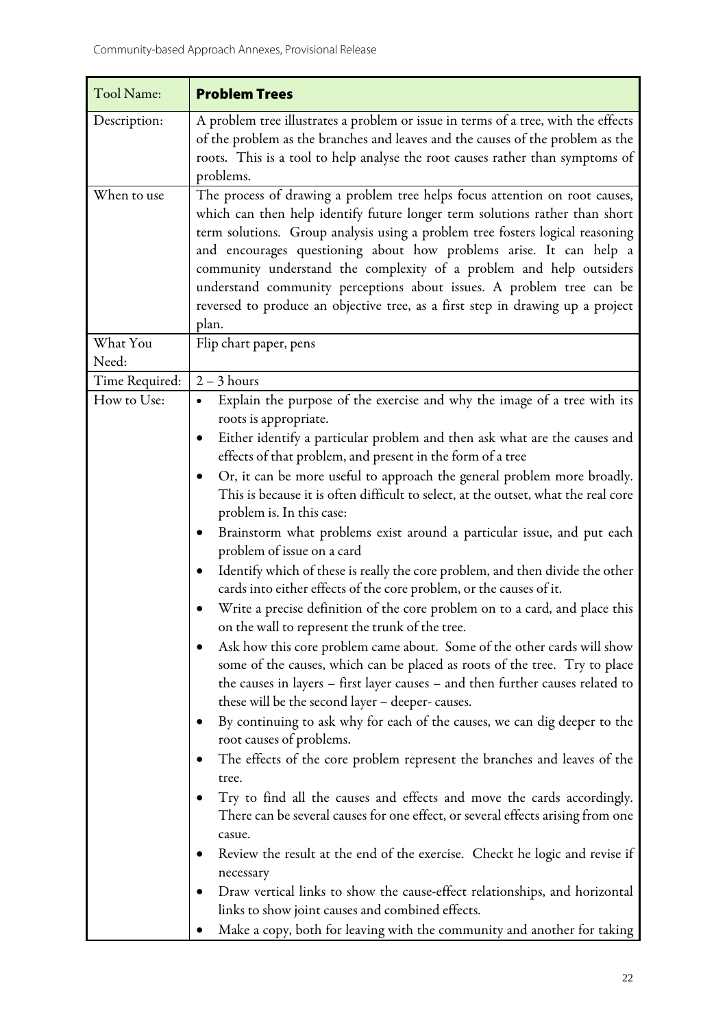| Tool Name: | **Problem Trees** |
|---|---|
| Description: | A problem tree illustrates a problem or issue in terms of a tree, with the effects of the problem as the branches and leaves and the causes of the problem as the roots. This is a tool to help analyse the root causes rather than symptoms of problems. |
| When to use | The process of drawing a problem tree helps focus attention on root causes, which can then help identify future longer term solutions rather than short term solutions. Group analysis using a problem tree fosters logical reasoning and encourages questioning about how problems arise. It can help a community understand the complexity of a problem and help outsiders understand community perceptions about issues. A problem tree can be reversed to produce an objective tree, as a first step in drawing up a project plan. |
| What You Need: | Flip chart paper, pens |
| Time Required: | 2 – 3 hours |
| How to Use: | • Explain the purpose of the exercise and why the image of a tree with its roots is appropriate.<br>• Either identify a particular problem and then ask what are the causes and effects of that problem, and present in the form of a tree<br>• Or, it can be more useful to approach the general problem more broadly. This is because it is often difficult to select, at the outset, what the real core problem is. In this case:<br>• Brainstorm what problems exist around a particular issue, and put each problem of issue on a card<br>• Identify which of these is really the core problem, and then divide the other cards into either effects of the core problem, or the causes of it.<br>• Write a precise definition of the core problem on to a card, and place this on the wall to represent the trunk of the tree.<br>• Ask how this core problem came about. Some of the other cards will show some of the causes, which can be placed as roots of the tree. Try to place the causes in layers – first layer causes – and then further causes related to these will be the second layer – deeper- causes.<br>• By continuing to ask why for each of the causes, we can dig deeper to the root causes of problems.<br>• The effects of the core problem represent the branches and leaves of the tree.<br>• Try to find all the causes and effects and move the cards accordingly. There can be several causes for one effect, or several effects arising from one casue.<br>• Review the result at the end of the exercise. Checkt he logic and revise if necessary<br>• Draw vertical links to show the cause-effect relationships, and horizontal links to show joint causes and combined effects.<br>• Make a copy, both for leaving with the community and another for taking |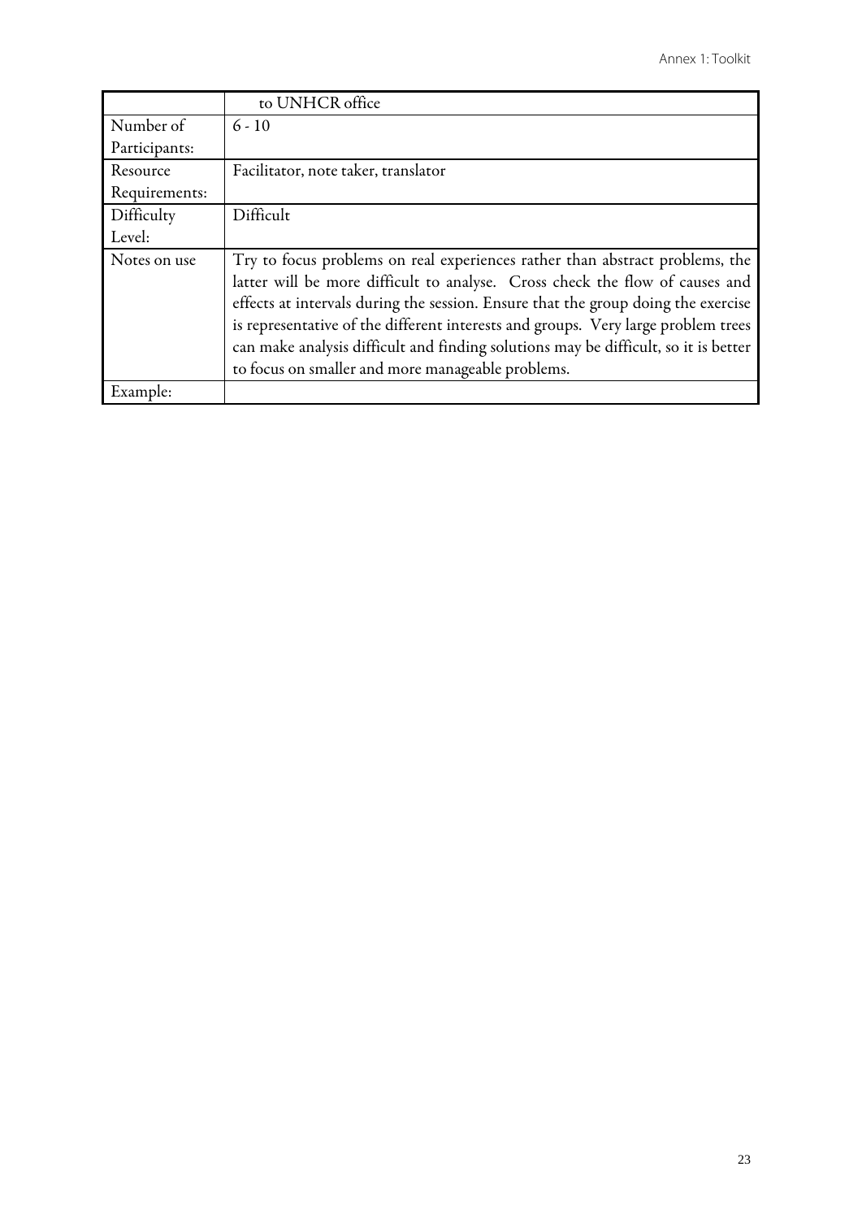| | to UNHCR office |
|---|---|
| Number of Participants: | 6 - 10 |
| Resource Requirements: | Facilitator, note taker, translator |
| Difficulty Level: | Difficult |
| Notes on use | Try to focus problems on real experiences rather than abstract problems, the latter will be more difficult to analyse. Cross check the flow of causes and effects at intervals during the session. Ensure that the group doing the exercise is representative of the different interests and groups. Very large problem trees can make analysis difficult and finding solutions may be difficult, so it is better to focus on smaller and more manageable problems. |
| Example: | |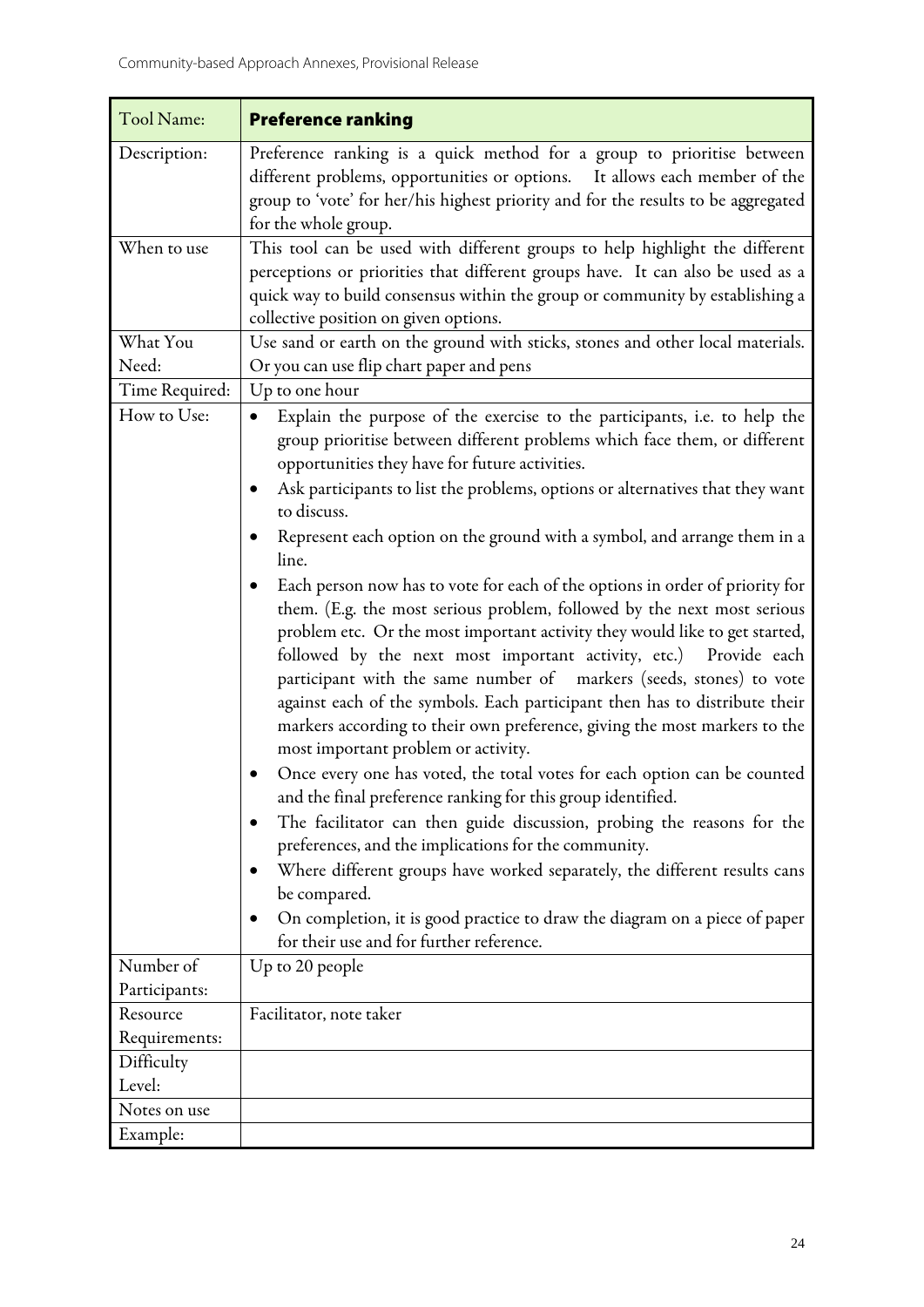| Tool Name: | **Preference ranking** |
|---|---|
| Description: | Preference ranking is a quick method for a group to prioritise between different problems, opportunities or options. It allows each member of the group to 'vote' for her/his highest priority and for the results to be aggregated for the whole group. |
| When to use | This tool can be used with different groups to help highlight the different perceptions or priorities that different groups have. It can also be used as a quick way to build consensus within the group or community by establishing a collective position on given options. |
| What You Need: | Use sand or earth on the ground with sticks, stones and other local materials. Or you can use flip chart paper and pens |
| Time Required: | Up to one hour |
| How to Use: | • Explain the purpose of the exercise to the participants, i.e. to help the group prioritise between different problems which face them, or different opportunities they have for future activities.<br>• Ask participants to list the problems, options or alternatives that they want to discuss.<br>• Represent each option on the ground with a symbol, and arrange them in a line.<br>• Each person now has to vote for each of the options in order of priority for them. (E.g. the most serious problem, followed by the next most serious problem etc. Or the most important activity they would like to get started, followed by the next most important activity, etc.) Provide each participant with the same number of markers (seeds, stones) to vote against each of the symbols. Each participant then has to distribute their markers according to their own preference, giving the most markers to the most important problem or activity.<br>• Once every one has voted, the total votes for each option can be counted and the final preference ranking for this group identified.<br>• The facilitator can then guide discussion, probing the reasons for the preferences, and the implications for the community.<br>• Where different groups have worked separately, the different results cans be compared.<br>• On completion, it is good practice to draw the diagram on a piece of paper for their use and for further reference. |
| Number of Participants: | Up to 20 people |
| Resource Requirements: | Facilitator, note taker |
| Difficulty Level: | |
| Notes on use | |
| Example: | |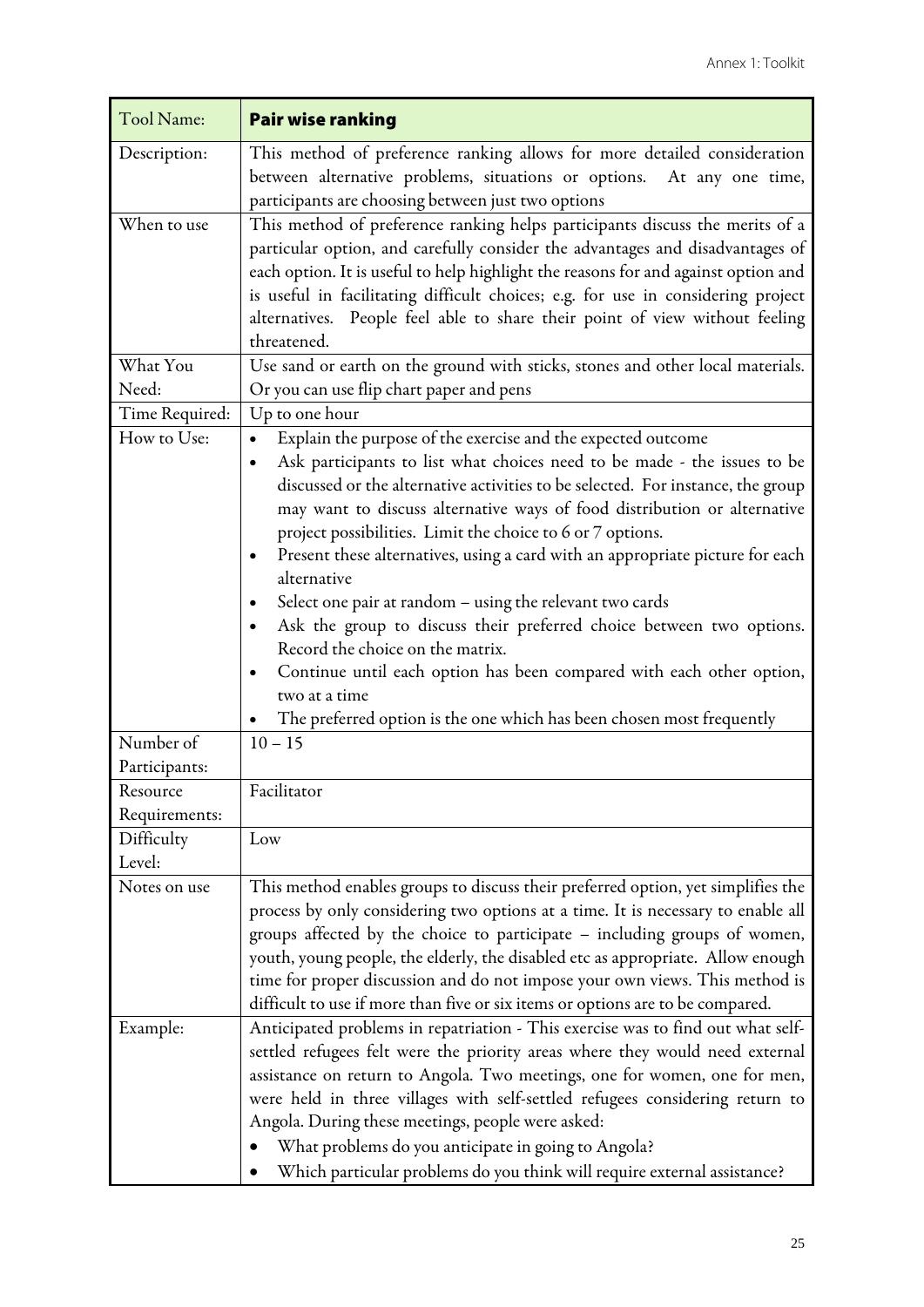| Tool Name: | **Pair wise ranking** |
|---|---|
| Description: | This method of preference ranking allows for more detailed consideration between alternative problems, situations or options. At any one time, participants are choosing between just two options |
| When to use | This method of preference ranking helps participants discuss the merits of a particular option, and carefully consider the advantages and disadvantages of each option. It is useful to help highlight the reasons for and against option and is useful in facilitating difficult choices; e.g. for use in considering project alternatives. People feel able to share their point of view without feeling threatened. |
| What You Need: | Use sand or earth on the ground with sticks, stones and other local materials. Or you can use flip chart paper and pens |
| Time Required: | Up to one hour |
| How to Use: | • Explain the purpose of the exercise and the expected outcome<br>• Ask participants to list what choices need to be made - the issues to be discussed or the alternative activities to be selected. For instance, the group may want to discuss alternative ways of food distribution or alternative project possibilities. Limit the choice to 6 or 7 options.<br>• Present these alternatives, using a card with an appropriate picture for each alternative<br>• Select one pair at random – using the relevant two cards<br>• Ask the group to discuss their preferred choice between two options. Record the choice on the matrix.<br>• Continue until each option has been compared with each other option, two at a time<br>• The preferred option is the one which has been chosen most frequently |
| Number of Participants: | 10 – 15 |
| Resource Requirements: | Facilitator |
| Difficulty Level: | Low |
| Notes on use | This method enables groups to discuss their preferred option, yet simplifies the process by only considering two options at a time. It is necessary to enable all groups affected by the choice to participate – including groups of women, youth, young people, the elderly, the disabled etc as appropriate. Allow enough time for proper discussion and do not impose your own views. This method is difficult to use if more than five or six items or options are to be compared. |
| Example: | Anticipated problems in repatriation - This exercise was to find out what self-settled refugees felt were the priority areas where they would need external assistance on return to Angola. Two meetings, one for women, one for men, were held in three villages with self-settled refugees considering return to Angola. During these meetings, people were asked:<br>• What problems do you anticipate in going to Angola?<br>• Which particular problems do you think will require external assistance? |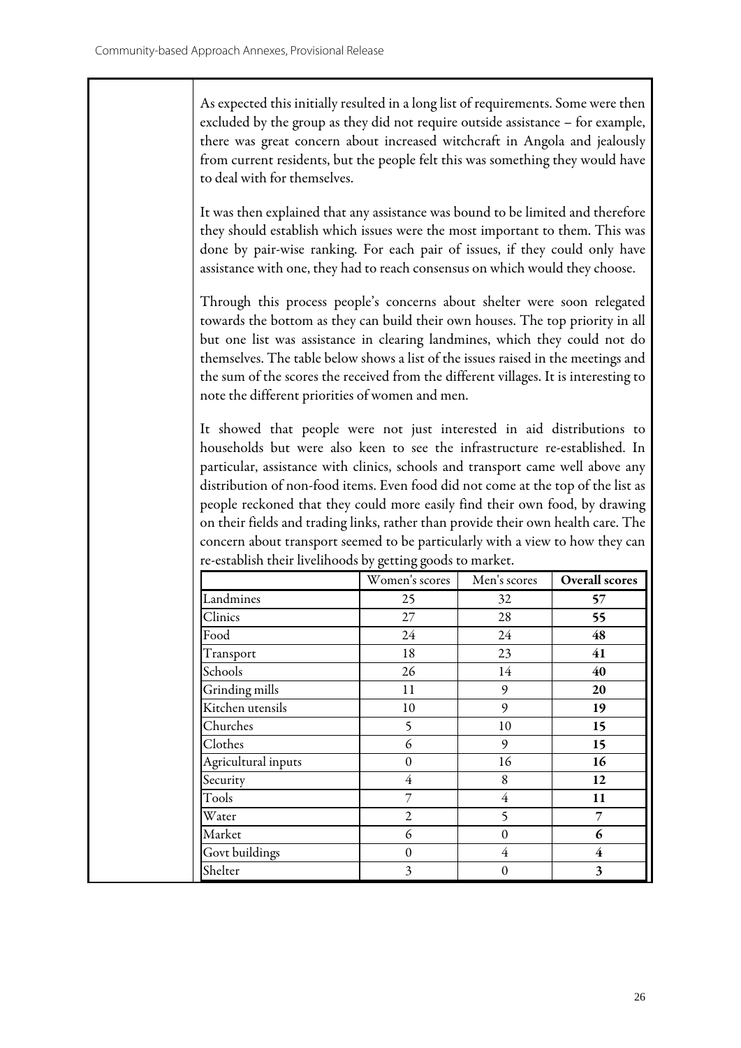As expected this initially resulted in a long list of requirements. Some were then excluded by the group as they did not require outside assistance – for example, there was great concern about increased witchcraft in Angola and jealously from current residents, but the people felt this was something they would have to deal with for themselves.

It was then explained that any assistance was bound to be limited and therefore they should establish which issues were the most important to them. This was done by pair-wise ranking. For each pair of issues, if they could only have assistance with one, they had to reach consensus on which would they choose.

Through this process people's concerns about shelter were soon relegated towards the bottom as they can build their own houses. The top priority in all but one list was assistance in clearing landmines, which they could not do themselves. The table below shows a list of the issues raised in the meetings and the sum of the scores the received from the different villages. It is interesting to note the different priorities of women and men.

It showed that people were not just interested in aid distributions to households but were also keen to see the infrastructure re-established. In particular, assistance with clinics, schools and transport came well above any distribution of non-food items. Even food did not come at the top of the list as people reckoned that they could more easily find their own food, by drawing on their fields and trading links, rather than provide their own health care. The concern about transport seemed to be particularly with a view to how they can re-establish their livelihoods by getting goods to market.

| | Women's scores | Men's scores | **Overall scores** |
|---|---|---|---|
| Landmines | 25 | 32 | **57** |
| Clinics | 27 | 28 | **55** |
| Food | 24 | 24 | **48** |
| Transport | 18 | 23 | **41** |
| Schools | 26 | 14 | **40** |
| Grinding mills | 11 | 9 | **20** |
| Kitchen utensils | 10 | 9 | **19** |
| Churches | 5 | 10 | **15** |
| Clothes | 6 | 9 | **15** |
| Agricultural inputs | 0 | 16 | **16** |
| Security | 4 | 8 | **12** |
| Tools | 7 | 4 | **11** |
| Water | 2 | 5 | **7** |
| Market | 6 | 0 | **6** |
| Govt buildings | 0 | 4 | **4** |
| Shelter | 3 | 0 | **3** |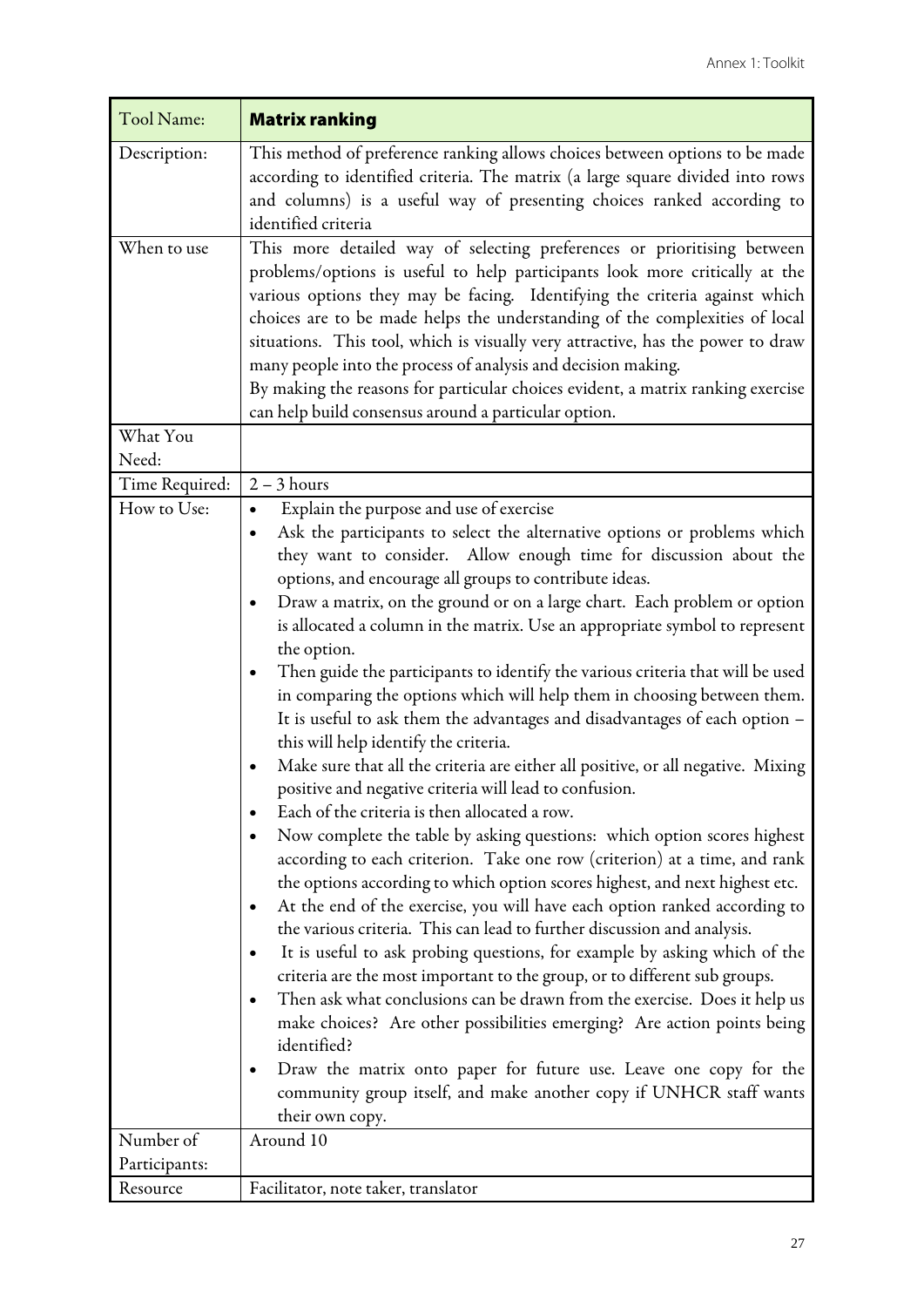| Tool Name: | **Matrix ranking** |
|---|---|
| Description: | This method of preference ranking allows choices between options to be made according to identified criteria. The matrix (a large square divided into rows and columns) is a useful way of presenting choices ranked according to identified criteria |
| When to use | This more detailed way of selecting preferences or prioritising between problems/options is useful to help participants look more critically at the various options they may be facing. Identifying the criteria against which choices are to be made helps the understanding of the complexities of local situations. This tool, which is visually very attractive, has the power to draw many people into the process of analysis and decision making.<br>By making the reasons for particular choices evident, a matrix ranking exercise can help build consensus around a particular option. |
| What You Need: | |
| Time Required: | 2 – 3 hours |
| How to Use: | • Explain the purpose and use of exercise<br>• Ask the participants to select the alternative options or problems which they want to consider. Allow enough time for discussion about the options, and encourage all groups to contribute ideas.<br>• Draw a matrix, on the ground or on a large chart. Each problem or option is allocated a column in the matrix. Use an appropriate symbol to represent the option.<br>• Then guide the participants to identify the various criteria that will be used in comparing the options which will help them in choosing between them. It is useful to ask them the advantages and disadvantages of each option – this will help identify the criteria.<br>• Make sure that all the criteria are either all positive, or all negative. Mixing positive and negative criteria will lead to confusion.<br>• Each of the criteria is then allocated a row.<br>• Now complete the table by asking questions: which option scores highest according to each criterion. Take one row (criterion) at a time, and rank the options according to which option scores highest, and next highest etc.<br>• At the end of the exercise, you will have each option ranked according to the various criteria. This can lead to further discussion and analysis.<br>• It is useful to ask probing questions, for example by asking which of the criteria are the most important to the group, or to different sub groups.<br>• Then ask what conclusions can be drawn from the exercise. Does it help us make choices? Are other possibilities emerging? Are action points being identified?<br>• Draw the matrix onto paper for future use. Leave one copy for the community group itself, and make another copy if UNHCR staff wants their own copy. |
| Number of Participants: | Around 10 |
| Resource | Facilitator, note taker, translator |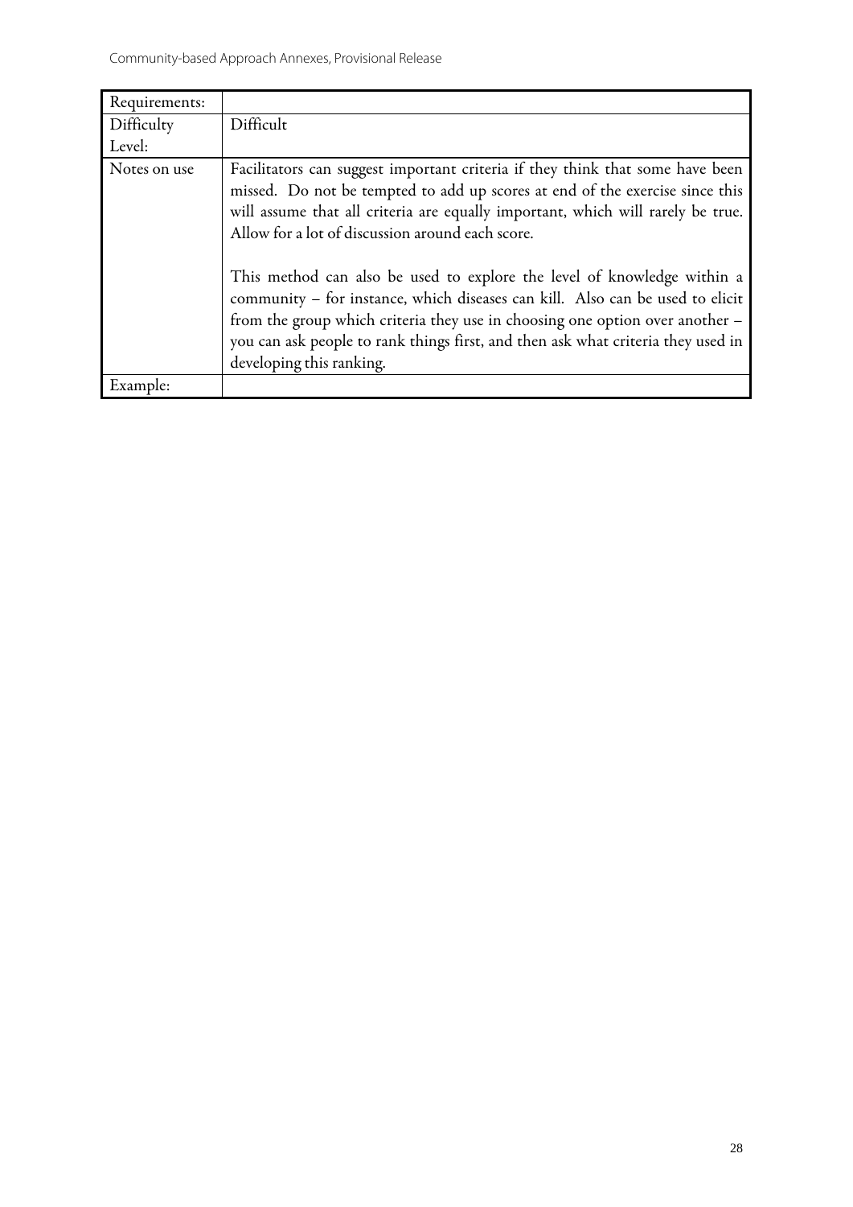| Requirements: | |
|---|---|
| Difficulty Level: | Difficult |
| Notes on use | Facilitators can suggest important criteria if they think that some have been missed. Do not be tempted to add up scores at end of the exercise since this will assume that all criteria are equally important, which will rarely be true. Allow for a lot of discussion around each score.<br><br>This method can also be used to explore the level of knowledge within a community – for instance, which diseases can kill. Also can be used to elicit from the group which criteria they use in choosing one option over another – you can ask people to rank things first, and then ask what criteria they used in developing this ranking. |
| Example: | |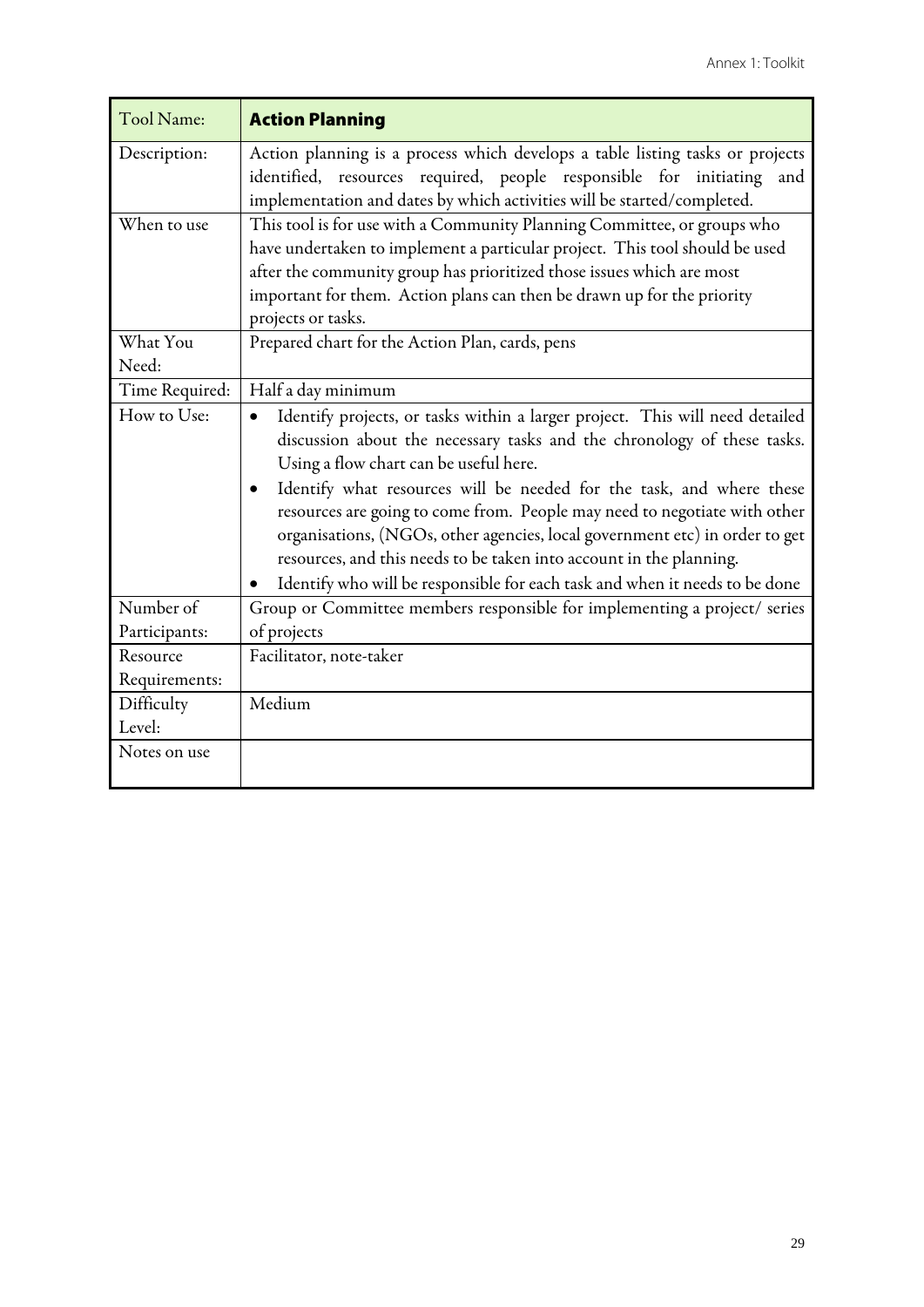| Tool Name: | **Action Planning** |
| --- | --- |
| Description: | Action planning is a process which develops a table listing tasks or projects identified, resources required, people responsible for initiating and implementation and dates by which activities will be started/completed. |
| When to use | This tool is for use with a Community Planning Committee, or groups who have undertaken to implement a particular project. This tool should be used after the community group has prioritized those issues which are most important for them. Action plans can then be drawn up for the priority projects or tasks. |
| What You Need: | Prepared chart for the Action Plan, cards, pens |
| Time Required: | Half a day minimum |
| How to Use: | • Identify projects, or tasks within a larger project. This will need detailed discussion about the necessary tasks and the chronology of these tasks. Using a flow chart can be useful here.<br>• Identify what resources will be needed for the task, and where these resources are going to come from. People may need to negotiate with other organisations, (NGOs, other agencies, local government etc) in order to get resources, and this needs to be taken into account in the planning.<br>• Identify who will be responsible for each task and when it needs to be done |
| Number of Participants: | Group or Committee members responsible for implementing a project/ series of projects |
| Resource Requirements: | Facilitator, note-taker |
| Difficulty Level: | Medium |
| Notes on use | |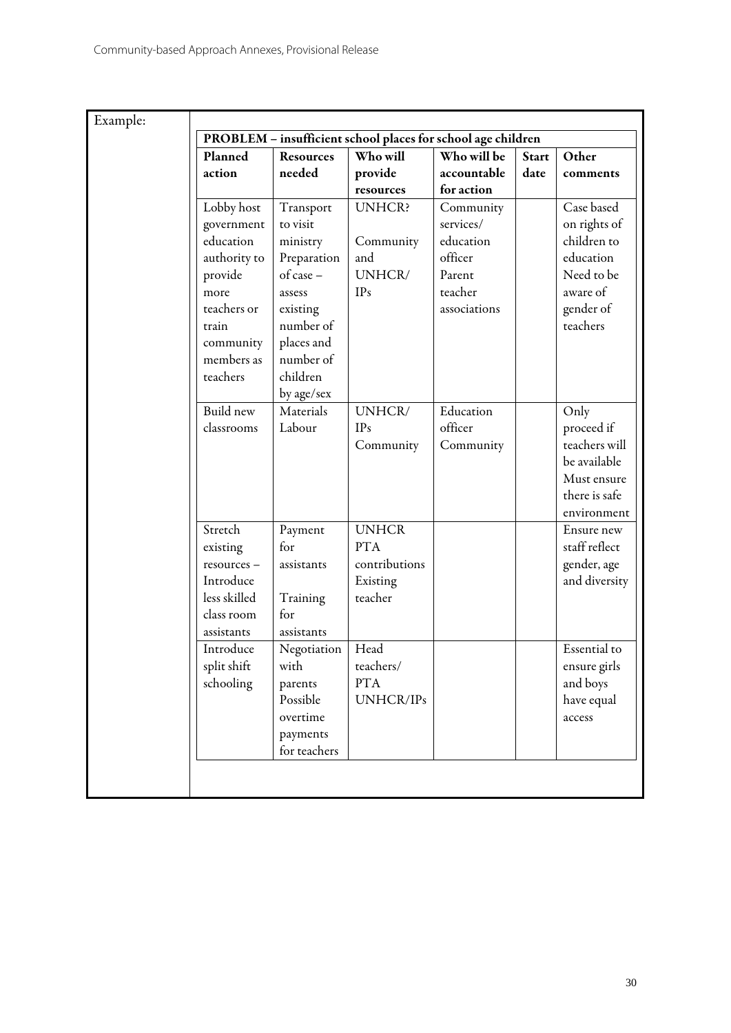Example:

| PROBLEM – insufficient school places for school age children | | | | | |
|---|---|---|---|---|---|
| **Planned action** | **Resources needed** | **Who will provide resources** | **Who will be accountable for action** | **Start date** | **Other comments** |
| Lobby host government education authority to provide more teachers or train community members as teachers | Transport to visit ministry Preparation of case – assess existing number of places and number of children by age/sex | UNHCR? Community and UNHCR/ IPs | Community services/ education officer Parent teacher associations | | Case based on rights of children to education Need to be aware of gender of teachers |
| Build new classrooms | Materials Labour | UNHCR/ IPs Community | Education officer Community | | Only proceed if teachers will be available Must ensure there is safe environment |
| Stretch existing resources – Introduce less skilled class room assistants | Payment for assistants Training for assistants | UNHCR PTA contributions Existing teacher | | | Ensure new staff reflect gender, age and diversity |
| Introduce split shift schooling | Negotiation with parents Possible overtime payments for teachers | Head teachers/ PTA UNHCR/IPs | | | Essential to ensure girls and boys have equal access |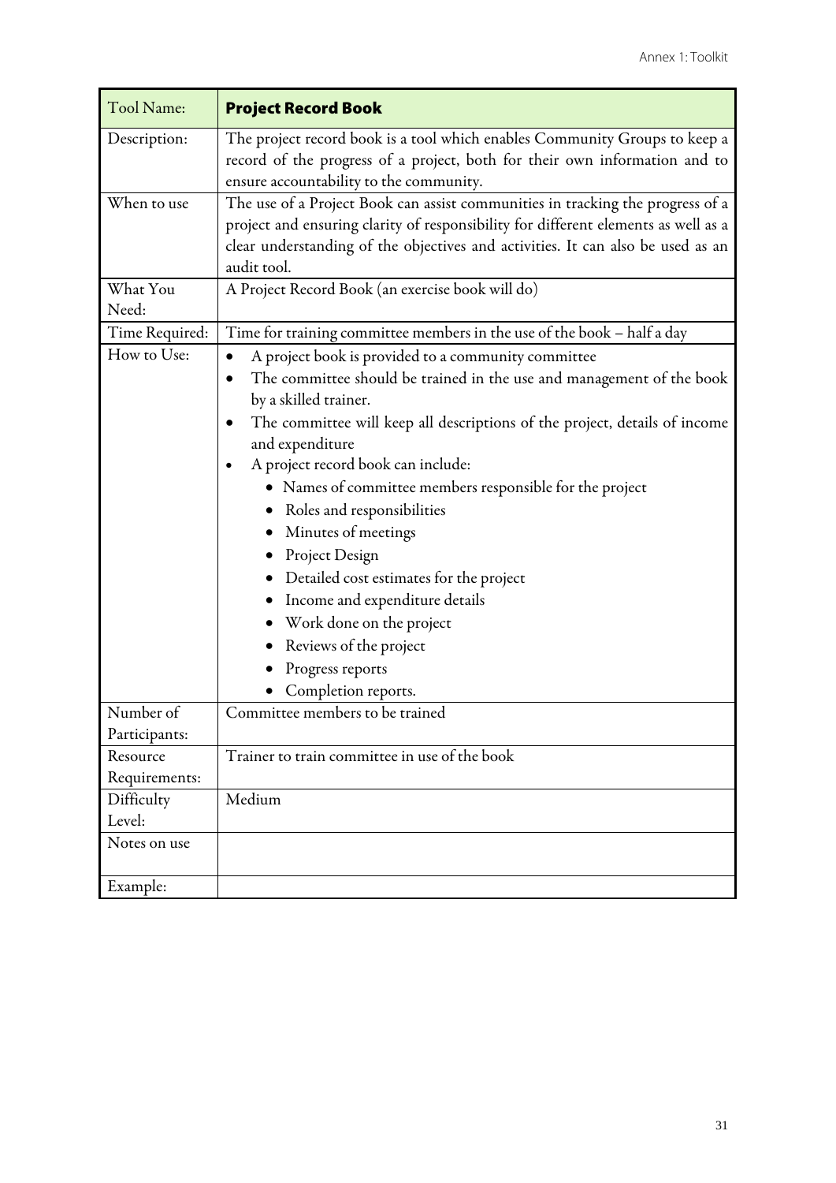| Tool Name: | **Project Record Book** |
| --- | --- |
| Description: | The project record book is a tool which enables Community Groups to keep a record of the progress of a project, both for their own information and to ensure accountability to the community. |
| When to use | The use of a Project Book can assist communities in tracking the progress of a project and ensuring clarity of responsibility for different elements as well as a clear understanding of the objectives and activities. It can also be used as an audit tool. |
| What You Need: | A Project Record Book (an exercise book will do) |
| Time Required: | Time for training committee members in the use of the book – half a day |
| How to Use: | • A project book is provided to a community committee<br>• The committee should be trained in the use and management of the book by a skilled trainer.<br>• The committee will keep all descriptions of the project, details of income and expenditure<br>• A project record book can include:<br>&nbsp;&nbsp;&nbsp;&nbsp;• Names of committee members responsible for the project<br>&nbsp;&nbsp;&nbsp;&nbsp;• Roles and responsibilities<br>&nbsp;&nbsp;&nbsp;&nbsp;• Minutes of meetings<br>&nbsp;&nbsp;&nbsp;&nbsp;• Project Design<br>&nbsp;&nbsp;&nbsp;&nbsp;• Detailed cost estimates for the project<br>&nbsp;&nbsp;&nbsp;&nbsp;• Income and expenditure details<br>&nbsp;&nbsp;&nbsp;&nbsp;• Work done on the project<br>&nbsp;&nbsp;&nbsp;&nbsp;• Reviews of the project<br>&nbsp;&nbsp;&nbsp;&nbsp;• Progress reports<br>&nbsp;&nbsp;&nbsp;&nbsp;• Completion reports. |
| Number of Participants: | Committee members to be trained |
| Resource Requirements: | Trainer to train committee in use of the book |
| Difficulty Level: | Medium |
| Notes on use | |
| Example: | |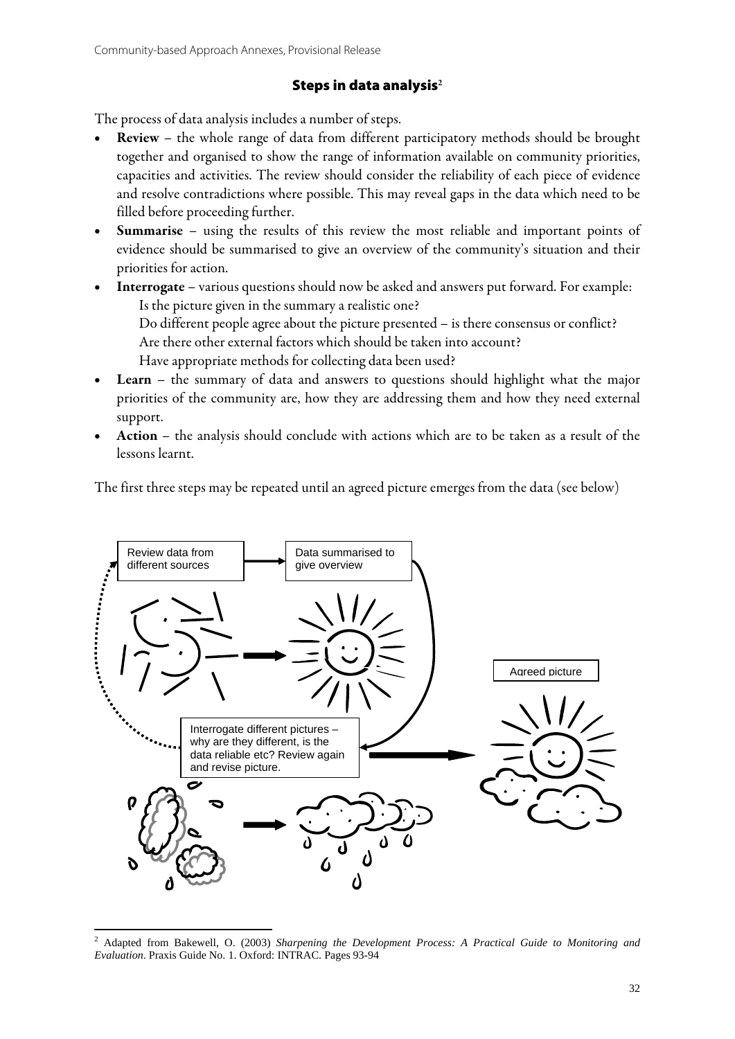## Steps in data analysis[2]

The process of data analysis includes a number of steps.

- **Review** – the whole range of data from different participatory methods should be brought together and organised to show the range of information available on community priorities, capacities and activities. The review should consider the reliability of each piece of evidence and resolve contradictions where possible. This may reveal gaps in the data which need to be filled before proceeding further.
- **Summarise** – using the results of this review the most reliable and important points of evidence should be summarised to give an overview of the community's situation and their priorities for action.
- **Interrogate** – various questions should now be asked and answers put forward. For example:
  - Is the picture given in the summary a realistic one?
  - Do different people agree about the picture presented – is there consensus or conflict?
  - Are there other external factors which should be taken into account?
  - Have appropriate methods for collecting data been used?
- **Learn** – the summary of data and answers to questions should highlight what the major priorities of the community are, how they are addressing them and how they need external support.
- **Action** – the analysis should conclude with actions which are to be taken as a result of the lessons learnt.

The first three steps may be repeated until an agreed picture emerges from the data (see below)

Review data from different sources

Data summarised to give overview

Agreed picture

Interrogate different pictures – why are they different, is the data reliable etc? Review again and revise picture.

[2] Adapted from Bakewell, O. (2003) *Sharpening the Development Process: A Practical Guide to Monitoring and Evaluation*. Praxis Guide No. 1. Oxford: INTRAC. Pages 93-94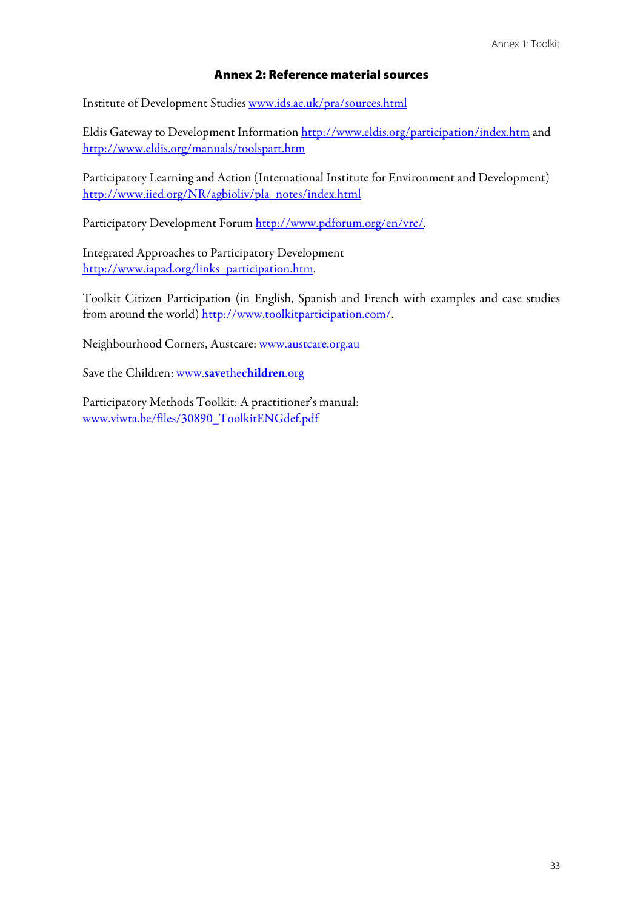## Annex 2: Reference material sources

Institute of Development Studies www.ids.ac.uk/pra/sources.html

Eldis Gateway to Development Information http://www.eldis.org/participation/index.htm and http://www.eldis.org/manuals/toolspart.htm

Participatory Learning and Action (International Institute for Environment and Development) http://www.iied.org/NR/agbioliv/pla_notes/index.html

Participatory Development Forum http://www.pdforum.org/en/vrc/.

Integrated Approaches to Participatory Development http://www.iapad.org/links_participation.htm.

Toolkit Citizen Participation (in English, Spanish and French with examples and case studies from around the world) http://www.toolkitparticipation.com/.

Neighbourhood Corners, Austcare: www.austcare.org.au

Save the Children: www.**save**the**children**.org

Participatory Methods Toolkit: A practitioner's manual: www.viwta.be/files/30890_ToolkitENGdef.pdf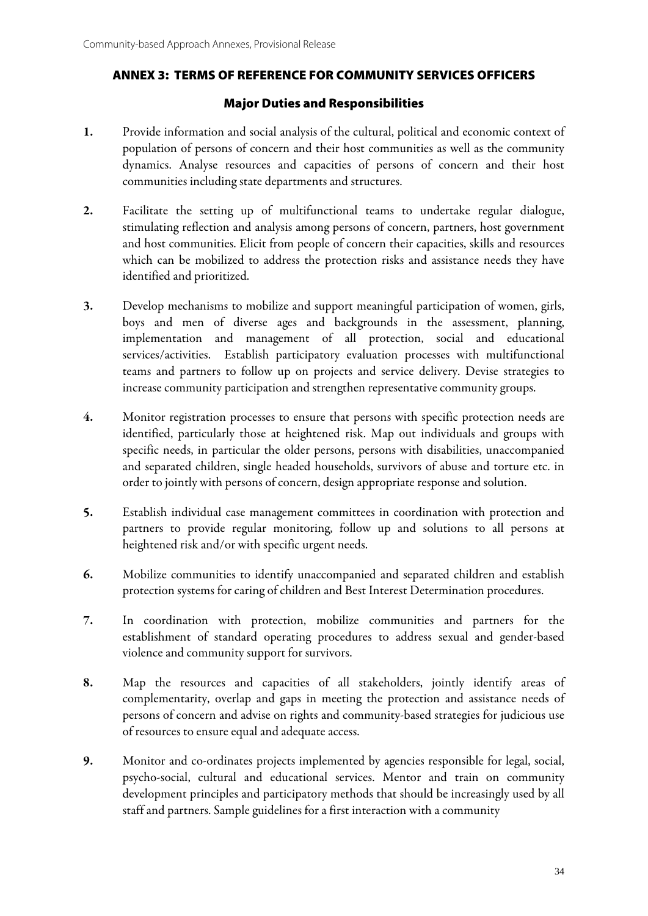## ANNEX 3: TERMS OF REFERENCE FOR COMMUNITY SERVICES OFFICERS

### Major Duties and Responsibilities

1. Provide information and social analysis of the cultural, political and economic context of population of persons of concern and their host communities as well as the community dynamics. Analyse resources and capacities of persons of concern and their host communities including state departments and structures.

2. Facilitate the setting up of multifunctional teams to undertake regular dialogue, stimulating reflection and analysis among persons of concern, partners, host government and host communities. Elicit from people of concern their capacities, skills and resources which can be mobilized to address the protection risks and assistance needs they have identified and prioritized.

3. Develop mechanisms to mobilize and support meaningful participation of women, girls, boys and men of diverse ages and backgrounds in the assessment, planning, implementation and management of all protection, social and educational services/activities. Establish participatory evaluation processes with multifunctional teams and partners to follow up on projects and service delivery. Devise strategies to increase community participation and strengthen representative community groups.

4. Monitor registration processes to ensure that persons with specific protection needs are identified, particularly those at heightened risk. Map out individuals and groups with specific needs, in particular the older persons, persons with disabilities, unaccompanied and separated children, single headed households, survivors of abuse and torture etc. in order to jointly with persons of concern, design appropriate response and solution.

5. Establish individual case management committees in coordination with protection and partners to provide regular monitoring, follow up and solutions to all persons at heightened risk and/or with specific urgent needs.

6. Mobilize communities to identify unaccompanied and separated children and establish protection systems for caring of children and Best Interest Determination procedures.

7. In coordination with protection, mobilize communities and partners for the establishment of standard operating procedures to address sexual and gender-based violence and community support for survivors.

8. Map the resources and capacities of all stakeholders, jointly identify areas of complementarity, overlap and gaps in meeting the protection and assistance needs of persons of concern and advise on rights and community-based strategies for judicious use of resources to ensure equal and adequate access.

9. Monitor and co-ordinates projects implemented by agencies responsible for legal, social, psycho-social, cultural and educational services. Mentor and train on community development principles and participatory methods that should be increasingly used by all staff and partners. Sample guidelines for a first interaction with a community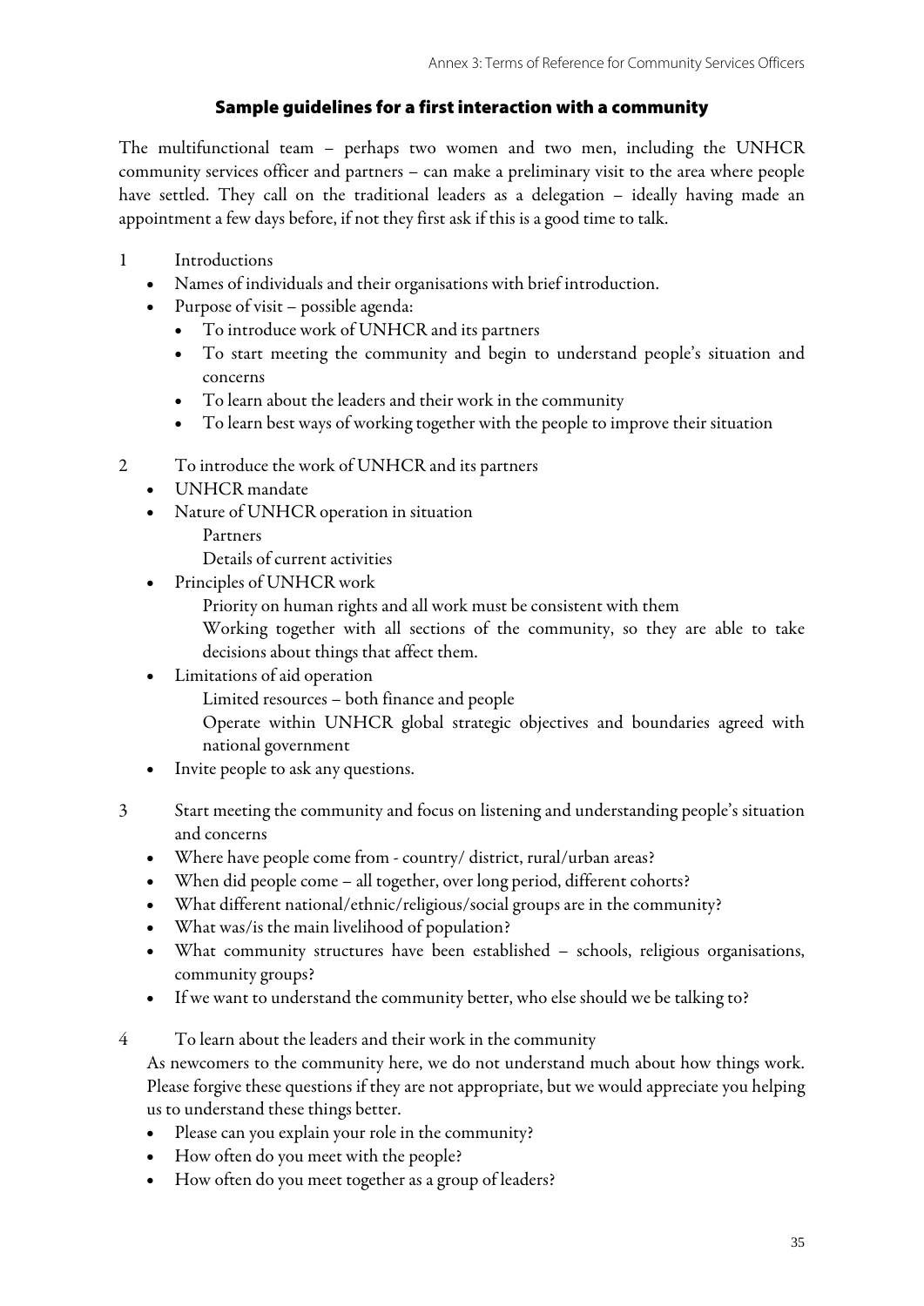## Sample guidelines for a first interaction with a community

The multifunctional team – perhaps two women and two men, including the UNHCR community services officer and partners – can make a preliminary visit to the area where people have settled. They call on the traditional leaders as a delegation – ideally having made an appointment a few days before, if not they first ask if this is a good time to talk.

1 Introductions

- Names of individuals and their organisations with brief introduction.
- Purpose of visit – possible agenda:
  - To introduce work of UNHCR and its partners
  - To start meeting the community and begin to understand people's situation and concerns
  - To learn about the leaders and their work in the community
  - To learn best ways of working together with the people to improve their situation

2 To introduce the work of UNHCR and its partners

- UNHCR mandate
- Nature of UNHCR operation in situation

  Partners

  Details of current activities
- Principles of UNHCR work

  Priority on human rights and all work must be consistent with them

  Working together with all sections of the community, so they are able to take decisions about things that affect them.
- Limitations of aid operation

  Limited resources – both finance and people

  Operate within UNHCR global strategic objectives and boundaries agreed with national government
- Invite people to ask any questions.

3 Start meeting the community and focus on listening and understanding people's situation and concerns

- Where have people come from - country/ district, rural/urban areas?
- When did people come – all together, over long period, different cohorts?
- What different national/ethnic/religious/social groups are in the community?
- What was/is the main livelihood of population?
- What community structures have been established – schools, religious organisations, community groups?
- If we want to understand the community better, who else should we be talking to?

4 To learn about the leaders and their work in the community

As newcomers to the community here, we do not understand much about how things work. Please forgive these questions if they are not appropriate, but we would appreciate you helping us to understand these things better.

- Please can you explain your role in the community?
- How often do you meet with the people?
- How often do you meet together as a group of leaders?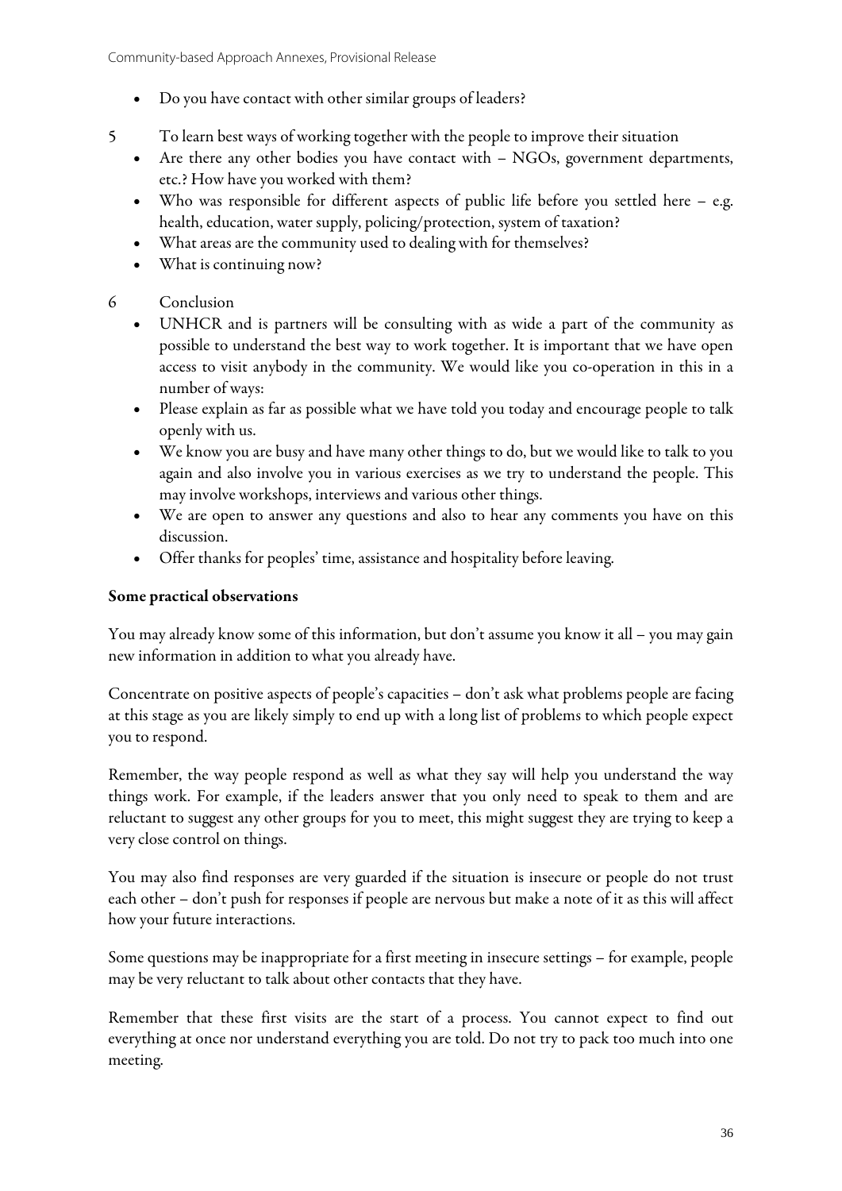- Do you have contact with other similar groups of leaders?

5 To learn best ways of working together with the people to improve their situation

- Are there any other bodies you have contact with – NGOs, government departments, etc.? How have you worked with them?
- Who was responsible for different aspects of public life before you settled here – e.g. health, education, water supply, policing/protection, system of taxation?
- What areas are the community used to dealing with for themselves?
- What is continuing now?

6 Conclusion

- UNHCR and is partners will be consulting with as wide a part of the community as possible to understand the best way to work together. It is important that we have open access to visit anybody in the community. We would like you co-operation in this in a number of ways:
- Please explain as far as possible what we have told you today and encourage people to talk openly with us.
- We know you are busy and have many other things to do, but we would like to talk to you again and also involve you in various exercises as we try to understand the people. This may involve workshops, interviews and various other things.
- We are open to answer any questions and also to hear any comments you have on this discussion.
- Offer thanks for peoples' time, assistance and hospitality before leaving.

**Some practical observations**

You may already know some of this information, but don't assume you know it all – you may gain new information in addition to what you already have.

Concentrate on positive aspects of people's capacities – don't ask what problems people are facing at this stage as you are likely simply to end up with a long list of problems to which people expect you to respond.

Remember, the way people respond as well as what they say will help you understand the way things work. For example, if the leaders answer that you only need to speak to them and are reluctant to suggest any other groups for you to meet, this might suggest they are trying to keep a very close control on things.

You may also find responses are very guarded if the situation is insecure or people do not trust each other – don't push for responses if people are nervous but make a note of it as this will affect how your future interactions.

Some questions may be inappropriate for a first meeting in insecure settings – for example, people may be very reluctant to talk about other contacts that they have.

Remember that these first visits are the start of a process. You cannot expect to find out everything at once nor understand everything you are told. Do not try to pack too much into one meeting.